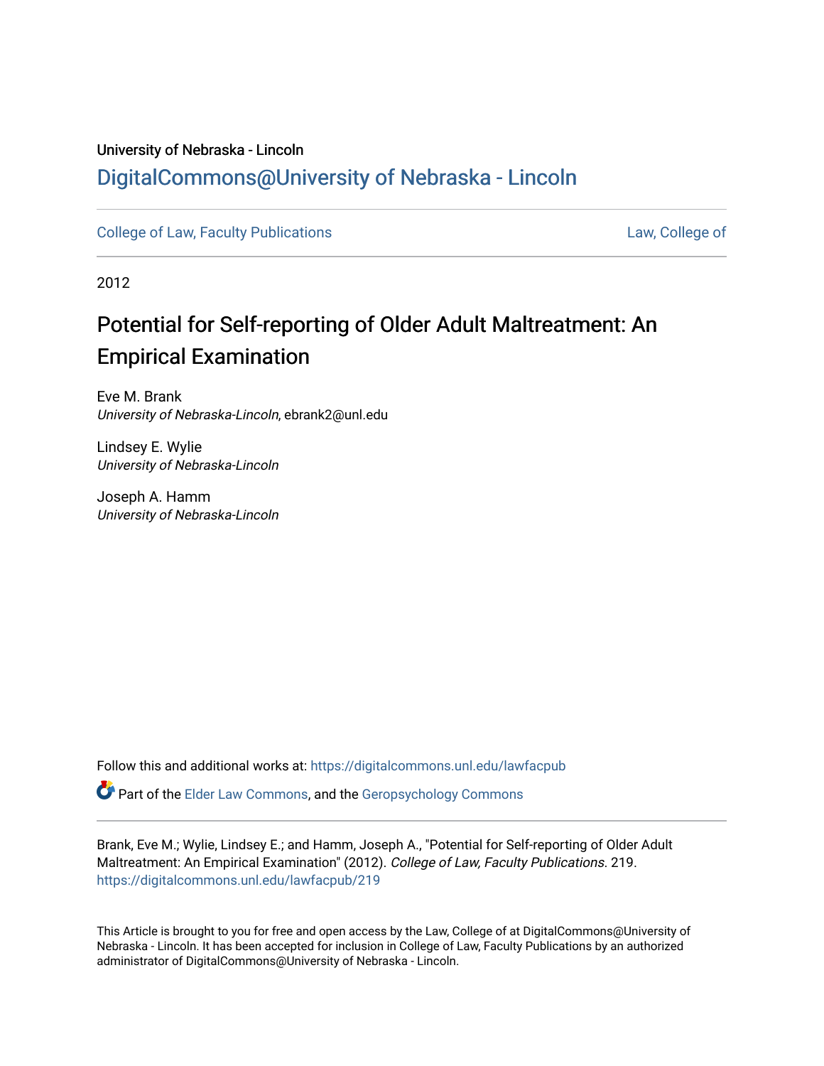University of Nebraska - Lincoln

DigitalCommons@University of Nebraska - Lincoln

College of Law, Faculty Publications | Law, College of

2012

# Potential for Self-reporting of Older Adult Maltreatment: An Empirical Examination

Eve M. Brank
*University of Nebraska-Lincoln*, ebrank2@unl.edu

Lindsey E. Wylie
*University of Nebraska-Lincoln*

Joseph A. Hamm
*University of Nebraska-Lincoln*

Follow this and additional works at: https://digitalcommons.unl.edu/lawfacpub

Part of the Elder Law Commons, and the Geropsychology Commons

Brank, Eve M.; Wylie, Lindsey E.; and Hamm, Joseph A., "Potential for Self-reporting of Older Adult Maltreatment: An Empirical Examination" (2012). *College of Law, Faculty Publications*. 219.
https://digitalcommons.unl.edu/lawfacpub/219

This Article is brought to you for free and open access by the Law, College of at DigitalCommons@University of Nebraska - Lincoln. It has been accepted for inclusion in College of Law, Faculty Publications by an authorized administrator of DigitalCommons@University of Nebraska - Lincoln.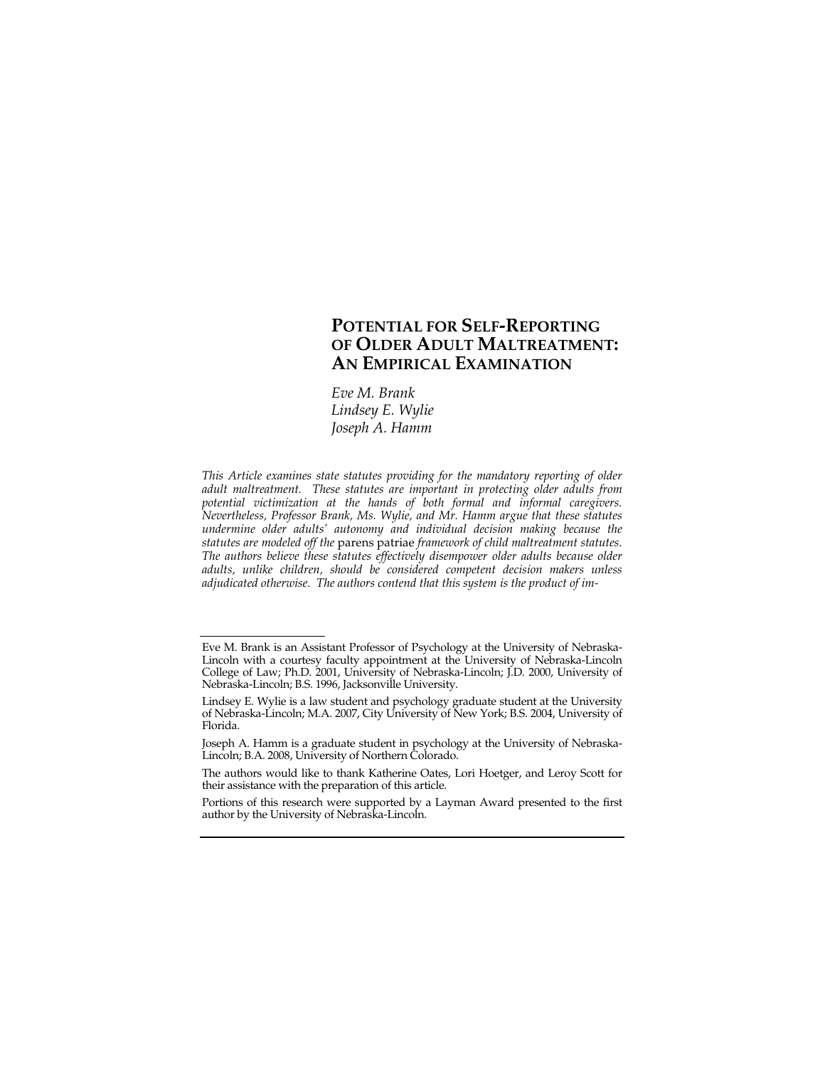# POTENTIAL FOR SELF-REPORTING OF OLDER ADULT MALTREATMENT: AN EMPIRICAL EXAMINATION

*Eve M. Brank*
*Lindsey E. Wylie*
*Joseph A. Hamm*

*This Article examines state statutes providing for the mandatory reporting of older adult maltreatment. These statutes are important in protecting older adults from potential victimization at the hands of both formal and informal caregivers. Nevertheless, Professor Brank, Ms. Wylie, and Mr. Hamm argue that these statutes undermine older adults' autonomy and individual decision making because the statutes are modeled off the* parens patriae *framework of child maltreatment statutes. The authors believe these statutes effectively disempower older adults because older adults, unlike children, should be considered competent decision makers unless adjudicated otherwise. The authors contend that this system is the product of im-*

---

Eve M. Brank is an Assistant Professor of Psychology at the University of Nebraska-Lincoln with a courtesy faculty appointment at the University of Nebraska-Lincoln College of Law; Ph.D. 2001, University of Nebraska-Lincoln; J.D. 2000, University of Nebraska-Lincoln; B.S. 1996, Jacksonville University.

Lindsey E. Wylie is a law student and psychology graduate student at the University of Nebraska-Lincoln; M.A. 2007, City University of New York; B.S. 2004, University of Florida.

Joseph A. Hamm is a graduate student in psychology at the University of Nebraska-Lincoln; B.A. 2008, University of Northern Colorado.

The authors would like to thank Katherine Oates, Lori Hoetger, and Leroy Scott for their assistance with the preparation of this article.

Portions of this research were supported by a Layman Award presented to the first author by the University of Nebraska-Lincoln.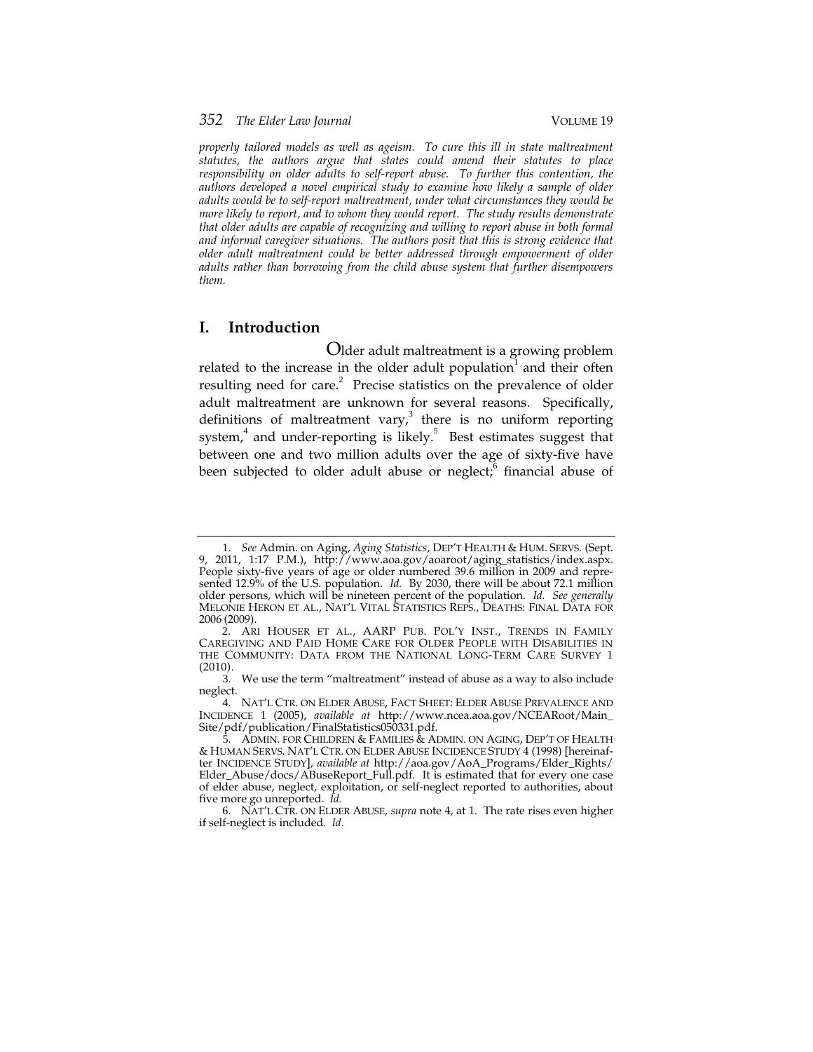*properly tailored models as well as ageism. To cure this ill in state maltreatment statutes, the authors argue that states could amend their statutes to place responsibility on older adults to self-report abuse. To further this contention, the authors developed a novel empirical study to examine how likely a sample of older adults would be to self-report maltreatment, under what circumstances they would be more likely to report, and to whom they would report. The study results demonstrate that older adults are capable of recognizing and willing to report abuse in both formal and informal caregiver situations. The authors posit that this is strong evidence that older adult maltreatment could be better addressed through empowerment of older adults rather than borrowing from the child abuse system that further disempowers them.*

## I. Introduction

Older adult maltreatment is a growing problem related to the increase in the older adult population[1] and their often resulting need for care.[2] Precise statistics on the prevalence of older adult maltreatment are unknown for several reasons. Specifically, definitions of maltreatment vary,[3] there is no uniform reporting system,[4] and under-reporting is likely.[5] Best estimates suggest that between one and two million adults over the age of sixty-five have been subjected to older adult abuse or neglect;[6] financial abuse of

---

1. *See* Admin. on Aging, *Aging Statistics*, DEP'T HEALTH & HUM. SERVS. (Sept. 9, 2011, 1:17 P.M.), http://www.aoa.gov/aoaroot/aging_statistics/index.aspx. People sixty-five years of age or older numbered 39.6 million in 2009 and represented 12.9% of the U.S. population. *Id.* By 2030, there will be about 72.1 million older persons, which will be nineteen percent of the population. *Id. See generally* MELONIE HERON ET AL., NAT'L VITAL STATISTICS REPS., DEATHS: FINAL DATA FOR 2006 (2009).

2. ARI HOUSER ET AL., AARP PUB. POL'Y INST., TRENDS IN FAMILY CAREGIVING AND PAID HOME CARE FOR OLDER PEOPLE WITH DISABILITIES IN THE COMMUNITY: DATA FROM THE NATIONAL LONG-TERM CARE SURVEY 1 (2010).

3. We use the term "maltreatment" instead of abuse as a way to also include neglect.

4. NAT'L CTR. ON ELDER ABUSE, FACT SHEET: ELDER ABUSE PREVALENCE AND INCIDENCE 1 (2005), *available at* http://www.ncea.aoa.gov/NCEARoot/Main_Site/pdf/publication/FinalStatistics050331.pdf.

5. ADMIN. FOR CHILDREN & FAMILIES & ADMIN. ON AGING, DEP'T OF HEALTH & HUMAN SERVS. NAT'L CTR. ON ELDER ABUSE INCIDENCE STUDY 4 (1998) [hereinafter INCIDENCE STUDY], *available at* http://aoa.gov/AoA_Programs/Elder_Rights/Elder_Abuse/docs/ABuseReport_Full.pdf. It is estimated that for every one case of elder abuse, neglect, exploitation, or self-neglect reported to authorities, about five more go unreported. *Id.*

6. NAT'L CTR. ON ELDER ABUSE, *supra* note 4, at 1. The rate rises even higher if self-neglect is included. *Id.*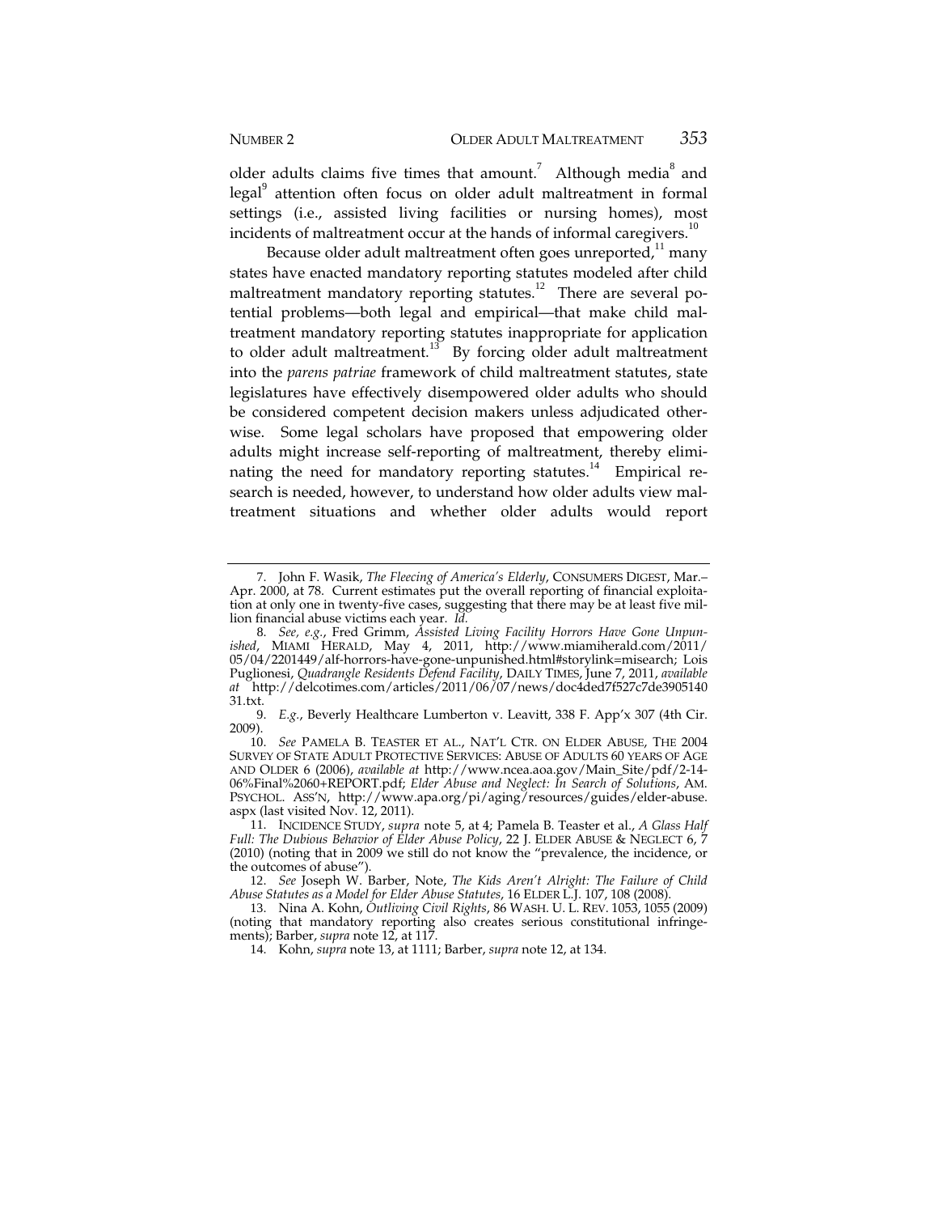older adults claims five times that amount.[7] Although media[8] and legal[9] attention often focus on older adult maltreatment in formal settings (i.e., assisted living facilities or nursing homes), most incidents of maltreatment occur at the hands of informal caregivers.[10]

Because older adult maltreatment often goes unreported,[11] many states have enacted mandatory reporting statutes modeled after child maltreatment mandatory reporting statutes.[12] There are several potential problems—both legal and empirical—that make child maltreatment mandatory reporting statutes inappropriate for application to older adult maltreatment.[13] By forcing older adult maltreatment into the *parens patriae* framework of child maltreatment statutes, state legislatures have effectively disempowered older adults who should be considered competent decision makers unless adjudicated otherwise. Some legal scholars have proposed that empowering older adults might increase self-reporting of maltreatment, thereby eliminating the need for mandatory reporting statutes.[14] Empirical research is needed, however, to understand how older adults view maltreatment situations and whether older adults would report

---

7. John F. Wasik, *The Fleecing of America's Elderly*, CONSUMERS DIGEST, Mar.–Apr. 2000, at 78. Current estimates put the overall reporting of financial exploitation at only one in twenty-five cases, suggesting that there may be at least five million financial abuse victims each year. *Id.*

8. *See, e.g.*, Fred Grimm, *Assisted Living Facility Horrors Have Gone Unpunished*, MIAMI HERALD, May 4, 2011, http://www.miamiherald.com/2011/05/04/2201449/alf-horrors-have-gone-unpunished.html#storylink=misearch; Lois Puglionesi, *Quadrangle Residents Defend Facility*, DAILY TIMES, June 7, 2011, *available at* http://delcotimes.com/articles/2011/06/07/news/doc4ded7f527c7de390514031.txt.

9. *E.g.*, Beverly Healthcare Lumberton v. Leavitt, 338 F. App'x 307 (4th Cir. 2009).

10. *See* PAMELA B. TEASTER ET AL., NAT'L CTR. ON ELDER ABUSE, THE 2004 SURVEY OF STATE ADULT PROTECTIVE SERVICES: ABUSE OF ADULTS 60 YEARS OF AGE AND OLDER 6 (2006), *available at* http://www.ncea.aoa.gov/Main_Site/pdf/2-14-06%Final%2060+REPORT.pdf; *Elder Abuse and Neglect: In Search of Solutions*, AM. PSYCHOL. ASS'N, http://www.apa.org/pi/aging/resources/guides/elder-abuse.aspx (last visited Nov. 12, 2011).

11. INCIDENCE STUDY, *supra* note 5, at 4; Pamela B. Teaster et al., *A Glass Half Full: The Dubious Behavior of Elder Abuse Policy*, 22 J. ELDER ABUSE & NEGLECT 6, 7 (2010) (noting that in 2009 we still do not know the "prevalence, the incidence, or the outcomes of abuse").

12. *See* Joseph W. Barber, Note, *The Kids Aren't Alright: The Failure of Child Abuse Statutes as a Model for Elder Abuse Statutes*, 16 ELDER L.J. 107, 108 (2008).

13. Nina A. Kohn, *Outliving Civil Rights*, 86 WASH. U. L. REV. 1053, 1055 (2009) (noting that mandatory reporting also creates serious constitutional infringements); Barber, *supra* note 12, at 117.

14. Kohn, *supra* note 13, at 1111; Barber, *supra* note 12, at 134.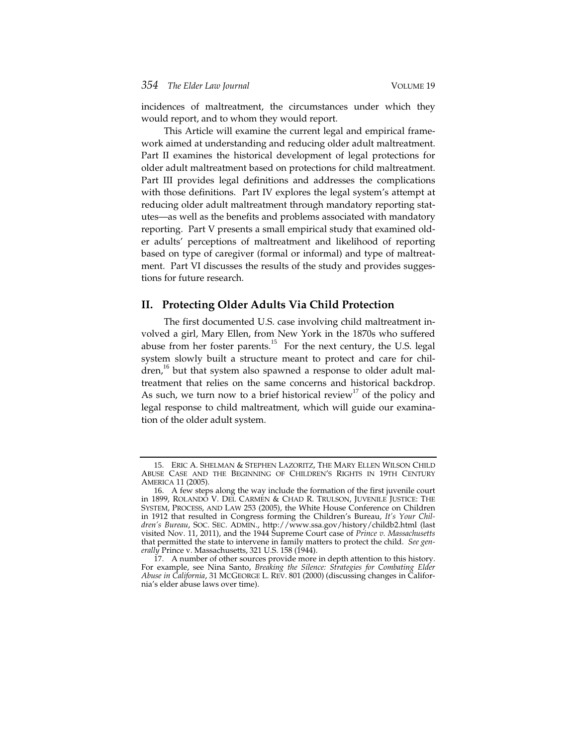incidences of maltreatment, the circumstances under which they would report, and to whom they would report.

This Article will examine the current legal and empirical framework aimed at understanding and reducing older adult maltreatment. Part II examines the historical development of legal protections for older adult maltreatment based on protections for child maltreatment. Part III provides legal definitions and addresses the complications with those definitions. Part IV explores the legal system's attempt at reducing older adult maltreatment through mandatory reporting statutes—as well as the benefits and problems associated with mandatory reporting. Part V presents a small empirical study that examined older adults' perceptions of maltreatment and likelihood of reporting based on type of caregiver (formal or informal) and type of maltreatment. Part VI discusses the results of the study and provides suggestions for future research.

## II. Protecting Older Adults Via Child Protection

The first documented U.S. case involving child maltreatment involved a girl, Mary Ellen, from New York in the 1870s who suffered abuse from her foster parents.[15] For the next century, the U.S. legal system slowly built a structure meant to protect and care for children,[16] but that system also spawned a response to older adult maltreatment that relies on the same concerns and historical backdrop. As such, we turn now to a brief historical review[17] of the policy and legal response to child maltreatment, which will guide our examination of the older adult system.

---

15. ERIC A. SHELMAN & STEPHEN LAZORITZ, THE MARY ELLEN WILSON CHILD ABUSE CASE AND THE BEGINNING OF CHILDREN'S RIGHTS IN 19TH CENTURY AMERICA 11 (2005).

16. A few steps along the way include the formation of the first juvenile court in 1899, ROLANDO V. DEL CARMEN & CHAD R. TRULSON, JUVENILE JUSTICE: THE SYSTEM, PROCESS, AND LAW 253 (2005), the White House Conference on Children in 1912 that resulted in Congress forming the Children's Bureau, *It's Your Children's Bureau*, SOC. SEC. ADMIN., http://www.ssa.gov/history/childb2.html (last visited Nov. 11, 2011), and the 1944 Supreme Court case of *Prince v. Massachusetts* that permitted the state to intervene in family matters to protect the child. *See generally* Prince v. Massachusetts, 321 U.S. 158 (1944).

17. A number of other sources provide more in depth attention to this history. For example, see Nina Santo, *Breaking the Silence: Strategies for Combating Elder Abuse in California*, 31 MCGEORGE L. REV. 801 (2000) (discussing changes in California's elder abuse laws over time).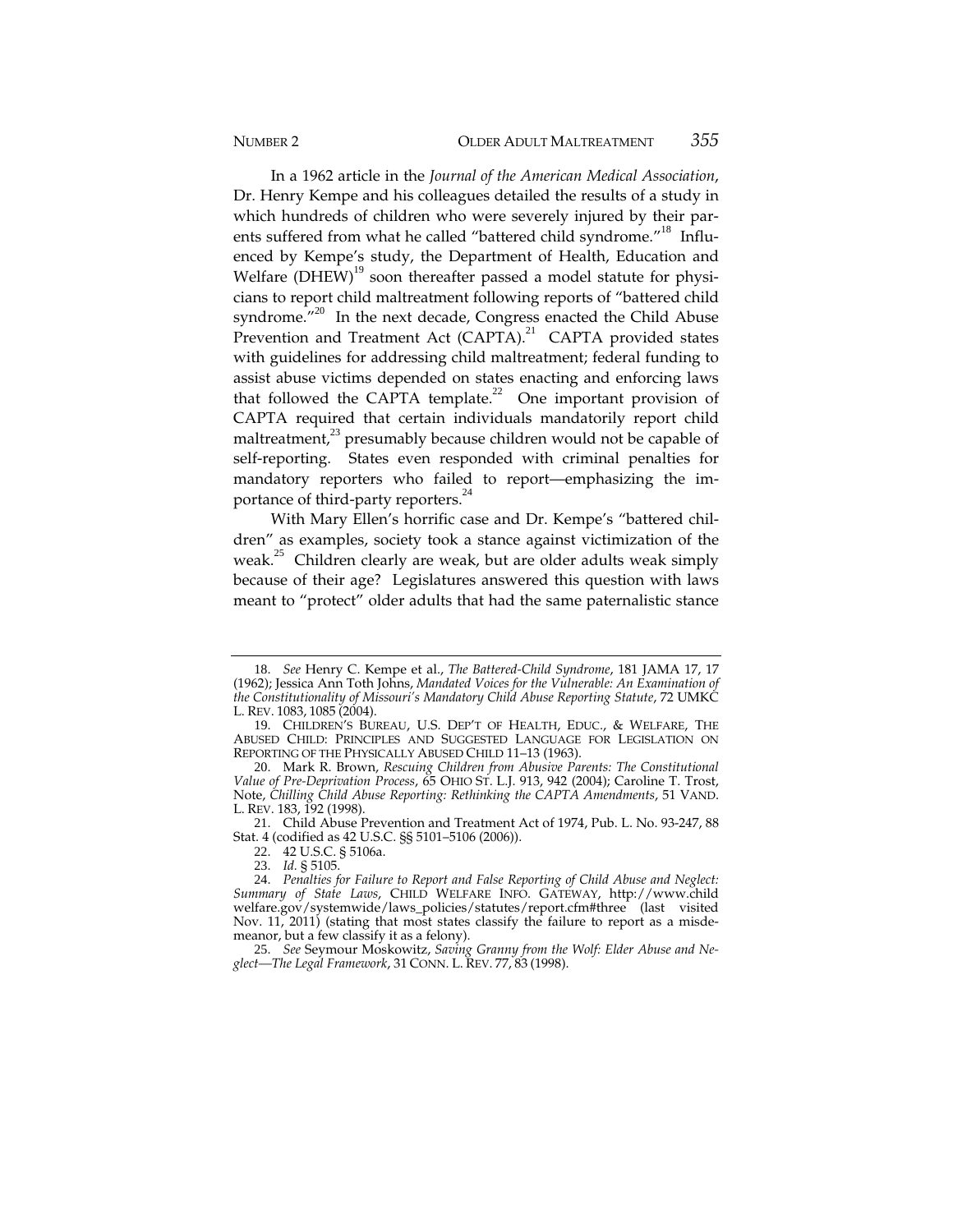In a 1962 article in the *Journal of the American Medical Association*, Dr. Henry Kempe and his colleagues detailed the results of a study in which hundreds of children who were severely injured by their parents suffered from what he called "battered child syndrome."[18] Influenced by Kempe's study, the Department of Health, Education and Welfare (DHEW)[19] soon thereafter passed a model statute for physicians to report child maltreatment following reports of "battered child syndrome."[20] In the next decade, Congress enacted the Child Abuse Prevention and Treatment Act (CAPTA).[21] CAPTA provided states with guidelines for addressing child maltreatment; federal funding to assist abuse victims depended on states enacting and enforcing laws that followed the CAPTA template.[22] One important provision of CAPTA required that certain individuals mandatorily report child maltreatment,[23] presumably because children would not be capable of self-reporting. States even responded with criminal penalties for mandatory reporters who failed to report—emphasizing the importance of third-party reporters.[24]

With Mary Ellen's horrific case and Dr. Kempe's "battered children" as examples, society took a stance against victimization of the weak.[25] Children clearly are weak, but are older adults weak simply because of their age? Legislatures answered this question with laws meant to "protect" older adults that had the same paternalistic stance

---

18. *See* Henry C. Kempe et al., *The Battered-Child Syndrome*, 181 JAMA 17, 17 (1962); Jessica Ann Toth Johns, *Mandated Voices for the Vulnerable: An Examination of the Constitutionality of Missouri's Mandatory Child Abuse Reporting Statute*, 72 UMKC L. REV. 1083, 1085 (2004).

19. CHILDREN'S BUREAU, U.S. DEP'T OF HEALTH, EDUC., & WELFARE, THE ABUSED CHILD: PRINCIPLES AND SUGGESTED LANGUAGE FOR LEGISLATION ON REPORTING OF THE PHYSICALLY ABUSED CHILD 11–13 (1963).

20. Mark R. Brown, *Rescuing Children from Abusive Parents: The Constitutional Value of Pre-Deprivation Process*, 65 OHIO ST. L.J. 913, 942 (2004); Caroline T. Trost, Note, *Chilling Child Abuse Reporting: Rethinking the CAPTA Amendments*, 51 VAND. L. REV. 183, 192 (1998).

21. Child Abuse Prevention and Treatment Act of 1974, Pub. L. No. 93-247, 88 Stat. 4 (codified as 42 U.S.C. §§ 5101–5106 (2006)).

22. 42 U.S.C. § 5106a.

23. *Id.* § 5105.

24. *Penalties for Failure to Report and False Reporting of Child Abuse and Neglect: Summary of State Laws*, CHILD WELFARE INFO. GATEWAY, http://www.childwelfare.gov/systemwide/laws_policies/statutes/report.cfm#three (last visited Nov. 11, 2011) (stating that most states classify the failure to report as a misdemeanor, but a few classify it as a felony).

25. *See* Seymour Moskowitz, *Saving Granny from the Wolf: Elder Abuse and Neglect—The Legal Framework*, 31 CONN. L. REV. 77, 83 (1998).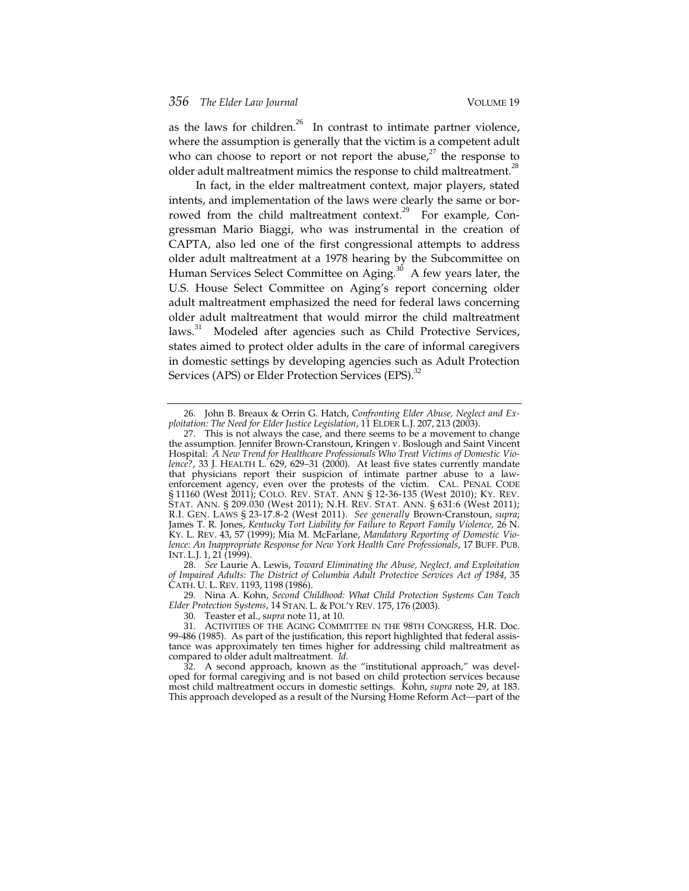as the laws for children.[26] In contrast to intimate partner violence, where the assumption is generally that the victim is a competent adult who can choose to report or not report the abuse,[27] the response to older adult maltreatment mimics the response to child maltreatment.[28]

In fact, in the elder maltreatment context, major players, stated intents, and implementation of the laws were clearly the same or borrowed from the child maltreatment context.[29] For example, Congressman Mario Biaggi, who was instrumental in the creation of CAPTA, also led one of the first congressional attempts to address older adult maltreatment at a 1978 hearing by the Subcommittee on Human Services Select Committee on Aging.[30] A few years later, the U.S. House Select Committee on Aging's report concerning older adult maltreatment emphasized the need for federal laws concerning older adult maltreatment that would mirror the child maltreatment laws.[31] Modeled after agencies such as Child Protective Services, states aimed to protect older adults in the care of informal caregivers in domestic settings by developing agencies such as Adult Protection Services (APS) or Elder Protection Services (EPS).[32]

---

26. John B. Breaux & Orrin G. Hatch, *Confronting Elder Abuse, Neglect and Exploitation: The Need for Elder Justice Legislation*, 11 ELDER L.J. 207, 213 (2003).

27. This is not always the case, and there seems to be a movement to change the assumption. Jennifer Brown-Cranstoun, Kringen v. Boslough and Saint Vincent Hospital: *A New Trend for Healthcare Professionals Who Treat Victims of Domestic Violence?*, 33 J. HEALTH L. 629, 629–31 (2000). At least five states currently mandate that physicians report their suspicion of intimate partner abuse to a law-enforcement agency, even over the protests of the victim. CAL. PENAL CODE § 11160 (West 2011); COLO. REV. STAT. ANN § 12-36-135 (West 2010); KY. REV. STAT. ANN. § 209.030 (West 2011); N.H. REV. STAT. ANN. § 631:6 (West 2011); R.I. GEN. LAWS § 23-17.8-2 (West 2011). *See generally* Brown-Cranstoun, *supra*; James T. R. Jones, *Kentucky Tort Liability for Failure to Report Family Violence,* 26 N. KY. L. REV. 43, 57 (1999); Mia M. McFarlane, *Mandatory Reporting of Domestic Violence: An Inappropriate Response for New York Health Care Professionals*, 17 BUFF. PUB. INT. L.J. 1, 21 (1999).

28. *See* Laurie A. Lewis, *Toward Eliminating the Abuse, Neglect, and Exploitation of Impaired Adults: The District of Columbia Adult Protective Services Act of 1984*, 35 CATH. U. L. REV. 1193, 1198 (1986).

29. Nina A. Kohn, *Second Childhood: What Child Protection Systems Can Teach Elder Protection Systems*, 14 STAN. L. & POL'Y REV. 175, 176 (2003).

30. Teaster et al., *supra* note 11, at 10.

31. ACTIVITIES OF THE AGING COMMITTEE IN THE 98TH CONGRESS, H.R. Doc. 99-486 (1985). As part of the justification, this report highlighted that federal assistance was approximately ten times higher for addressing child maltreatment as compared to older adult maltreatment. *Id.*

32. A second approach, known as the "institutional approach," was developed for formal caregiving and is not based on child protection services because most child maltreatment occurs in domestic settings. Kohn, *supra* note 29, at 183. This approach developed as a result of the Nursing Home Reform Act—part of the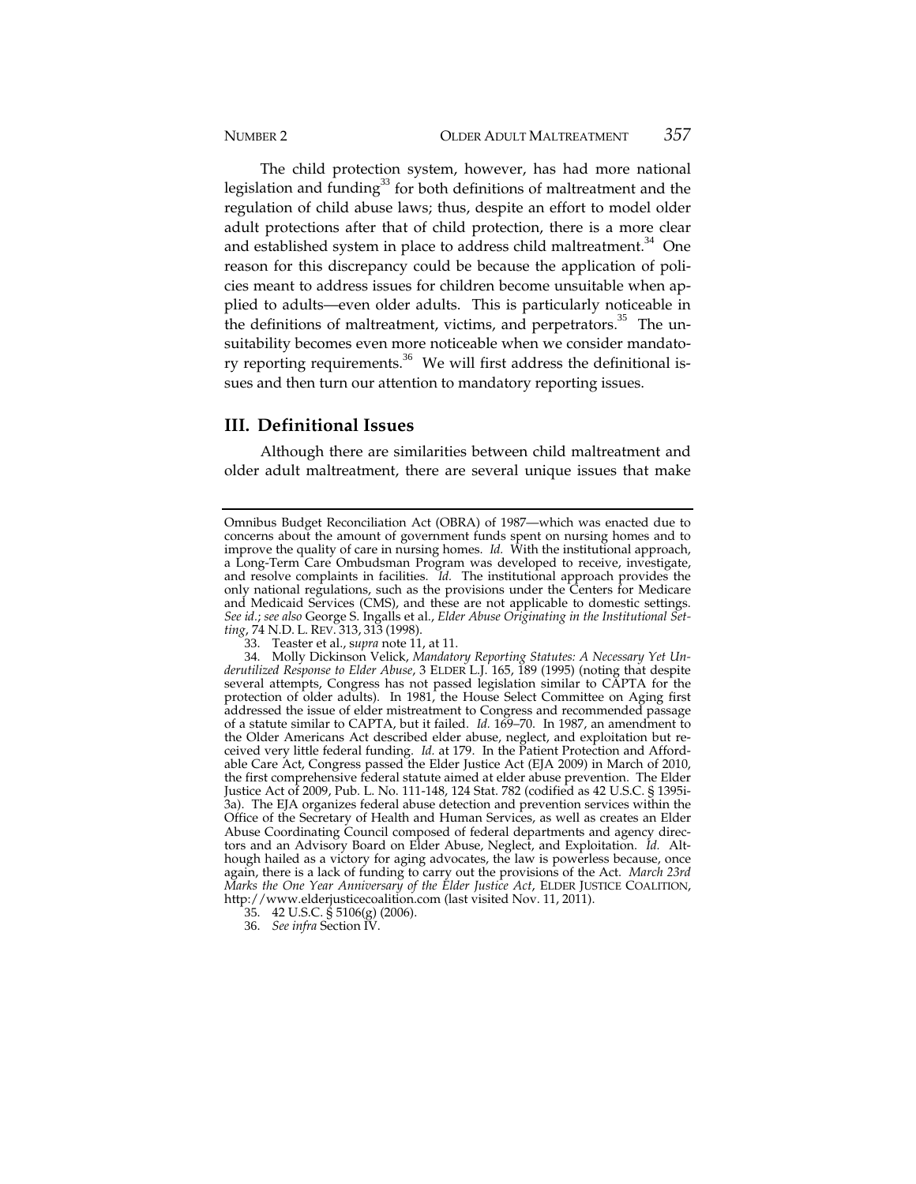The child protection system, however, has had more national legislation and funding[33] for both definitions of maltreatment and the regulation of child abuse laws; thus, despite an effort to model older adult protections after that of child protection, there is a more clear and established system in place to address child maltreatment.[34] One reason for this discrepancy could be because the application of policies meant to address issues for children become unsuitable when applied to adults—even older adults. This is particularly noticeable in the definitions of maltreatment, victims, and perpetrators.[35] The unsuitability becomes even more noticeable when we consider mandatory reporting requirements.[36] We will first address the definitional issues and then turn our attention to mandatory reporting issues.

## III. Definitional Issues

Although there are similarities between child maltreatment and older adult maltreatment, there are several unique issues that make

---

Omnibus Budget Reconciliation Act (OBRA) of 1987—which was enacted due to concerns about the amount of government funds spent on nursing homes and to improve the quality of care in nursing homes. *Id.* With the institutional approach, a Long-Term Care Ombudsman Program was developed to receive, investigate, and resolve complaints in facilities. *Id.* The institutional approach provides the only national regulations, such as the provisions under the Centers for Medicare and Medicaid Services (CMS), and these are not applicable to domestic settings. *See id.*; *see also* George S. Ingalls et al., *Elder Abuse Originating in the Institutional Setting*, 74 N.D. L. REV. 313, 313 (1998).

33. Teaster et al., *supra* note 11, at 11.

34. Molly Dickinson Velick, *Mandatory Reporting Statutes: A Necessary Yet Underutilized Response to Elder Abuse*, 3 ELDER L.J. 165, 189 (1995) (noting that despite several attempts, Congress has not passed legislation similar to CAPTA for the protection of older adults). In 1981, the House Select Committee on Aging first addressed the issue of elder mistreatment to Congress and recommended passage of a statute similar to CAPTA, but it failed. *Id.* 169–70. In 1987, an amendment to the Older Americans Act described elder abuse, neglect, and exploitation but received very little federal funding. *Id.* at 179. In the Patient Protection and Affordable Care Act, Congress passed the Elder Justice Act (EJA 2009) in March of 2010, the first comprehensive federal statute aimed at elder abuse prevention. The Elder Justice Act of 2009, Pub. L. No. 111-148, 124 Stat. 782 (codified as 42 U.S.C. § 1395i-3a). The EJA organizes federal abuse detection and prevention services within the Office of the Secretary of Health and Human Services, as well as creates an Elder Abuse Coordinating Council composed of federal departments and agency directors and an Advisory Board on Elder Abuse, Neglect, and Exploitation. *Id.* Although hailed as a victory for aging advocates, the law is powerless because, once again, there is a lack of funding to carry out the provisions of the Act. *March 23rd Marks the One Year Anniversary of the Elder Justice Act*, ELDER JUSTICE COALITION, http://www.elderjusticecoalition.com (last visited Nov. 11, 2011).

35. 42 U.S.C. § 5106(g) (2006).

36. *See infra* Section IV.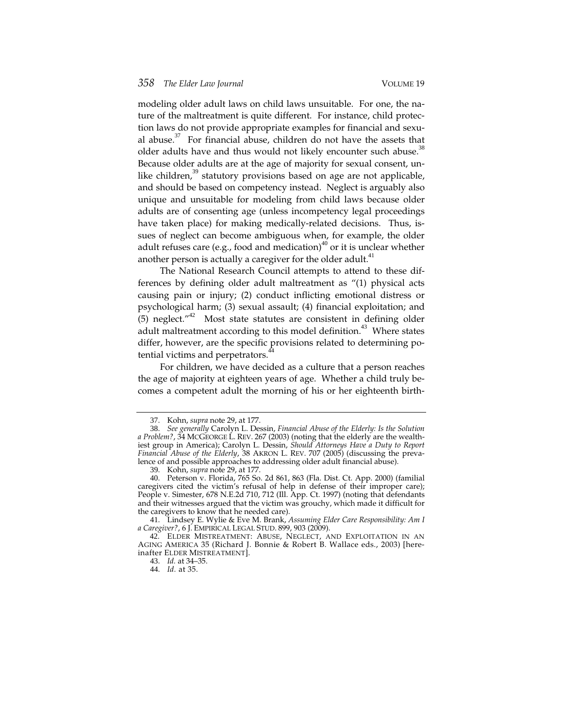modeling older adult laws on child laws unsuitable. For one, the nature of the maltreatment is quite different. For instance, child protection laws do not provide appropriate examples for financial and sexual abuse.[37] For financial abuse, children do not have the assets that older adults have and thus would not likely encounter such abuse.[38] Because older adults are at the age of majority for sexual consent, unlike children,[39] statutory provisions based on age are not applicable, and should be based on competency instead. Neglect is arguably also unique and unsuitable for modeling from child laws because older adults are of consenting age (unless incompetency legal proceedings have taken place) for making medically-related decisions. Thus, issues of neglect can become ambiguous when, for example, the older adult refuses care (e.g., food and medication)[40] or it is unclear whether another person is actually a caregiver for the older adult.[41]

The National Research Council attempts to attend to these differences by defining older adult maltreatment as "(1) physical acts causing pain or injury; (2) conduct inflicting emotional distress or psychological harm; (3) sexual assault; (4) financial exploitation; and (5) neglect."[42] Most state statutes are consistent in defining older adult maltreatment according to this model definition.[43] Where states differ, however, are the specific provisions related to determining potential victims and perpetrators.[44]

For children, we have decided as a culture that a person reaches the age of majority at eighteen years of age. Whether a child truly becomes a competent adult the morning of his or her eighteenth birth-

---

37. Kohn, *supra* note 29, at 177.

38. *See generally* Carolyn L. Dessin, *Financial Abuse of the Elderly: Is the Solution a Problem?*, 34 MCGEORGE L. REV. 267 (2003) (noting that the elderly are the wealthiest group in America); Carolyn L. Dessin, *Should Attorneys Have a Duty to Report Financial Abuse of the Elderly*, 38 AKRON L. REV. 707 (2005) (discussing the prevalence of and possible approaches to addressing older adult financial abuse).

39. Kohn, *supra* note 29, at 177.

40. Peterson v. Florida, 765 So. 2d 861, 863 (Fla. Dist. Ct. App. 2000) (familial caregivers cited the victim's refusal of help in defense of their improper care); People v. Simester, 678 N.E.2d 710, 712 (Ill. App. Ct. 1997) (noting that defendants and their witnesses argued that the victim was grouchy, which made it difficult for the caregivers to know that he needed care).

41. Lindsey E. Wylie & Eve M. Brank, *Assuming Elder Care Responsibility: Am I a Caregiver?*, 6 J. EMPIRICAL LEGAL STUD. 899, 903 (2009).

42. ELDER MISTREATMENT: ABUSE, NEGLECT, AND EXPLOITATION IN AN AGING AMERICA 35 (Richard J. Bonnie & Robert B. Wallace eds., 2003) [hereinafter ELDER MISTREATMENT].

43. *Id.* at 34–35.

44. *Id.* at 35.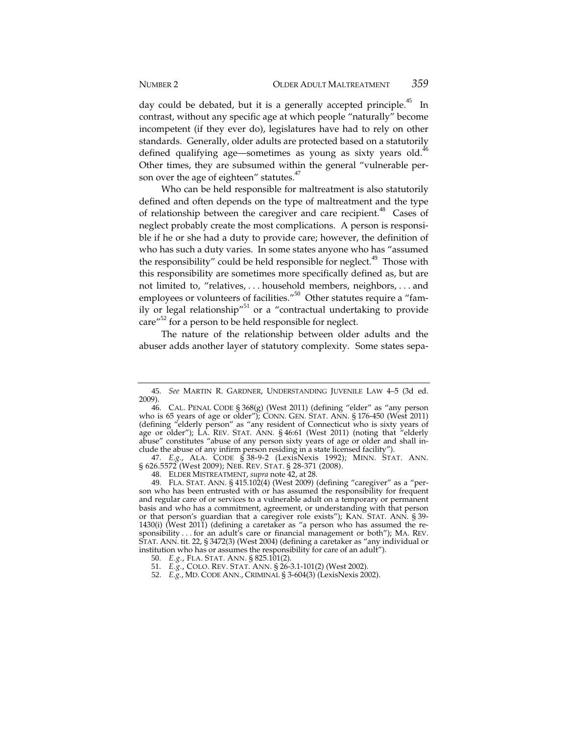day could be debated, but it is a generally accepted principle.[45] In contrast, without any specific age at which people "naturally" become incompetent (if they ever do), legislatures have had to rely on other standards. Generally, older adults are protected based on a statutorily defined qualifying age—sometimes as young as sixty years old.[46] Other times, they are subsumed within the general "vulnerable person over the age of eighteen" statutes.[47]

Who can be held responsible for maltreatment is also statutorily defined and often depends on the type of maltreatment and the type of relationship between the caregiver and care recipient.[48] Cases of neglect probably create the most complications. A person is responsible if he or she had a duty to provide care; however, the definition of who has such a duty varies. In some states anyone who has "assumed the responsibility" could be held responsible for neglect.[49] Those with this responsibility are sometimes more specifically defined as, but are not limited to, "relatives, . . . household members, neighbors, . . . and employees or volunteers of facilities."[50] Other statutes require a "family or legal relationship"[51] or a "contractual undertaking to provide care"[52] for a person to be held responsible for neglect.

The nature of the relationship between older adults and the abuser adds another layer of statutory complexity. Some states sepa-

---

45. *See* MARTIN R. GARDNER, UNDERSTANDING JUVENILE LAW 4–5 (3d ed. 2009).

46. CAL. PENAL CODE § 368(g) (West 2011) (defining "elder" as "any person who is 65 years of age or older"); CONN. GEN. STAT. ANN. § 176-450 (West 2011) (defining "elderly person" as "any resident of Connecticut who is sixty years of age or older"); LA. REV. STAT. ANN. § 46:61 (West 2011) (noting that "elderly abuse" constitutes "abuse of any person sixty years of age or older and shall include the abuse of any infirm person residing in a state licensed facility").

47. *E.g.*, ALA. CODE § 38-9-2 (LexisNexis 1992); MINN. STAT. ANN. § 626.5572 (West 2009); NEB. REV. STAT. § 28-371 (2008).

48. ELDER MISTREATMENT, *supra* note 42, at 28.

49. FLA. STAT. ANN. § 415.102(4) (West 2009) (defining "caregiver" as a "person who has been entrusted with or has assumed the responsibility for frequent and regular care of or services to a vulnerable adult on a temporary or permanent basis and who has a commitment, agreement, or understanding with that person or that person's guardian that a caregiver role exists"); KAN. STAT. ANN. § 39-1430(i) (West 2011) (defining a caretaker as "a person who has assumed the responsibility . . . for an adult's care or financial management or both"); MA. REV. STAT. ANN. tit. 22, § 3472(3) (West 2004) (defining a caretaker as "any individual or institution who has or assumes the responsibility for care of an adult").

50. *E.g.*, FLA. STAT. ANN. § 825.101(2).

51. *E.g.*, COLO. REV. STAT. ANN. § 26-3.1-101(2) (West 2002).

52. *E.g.*, MD. CODE ANN., CRIMINAL § 3-604(3) (LexisNexis 2002).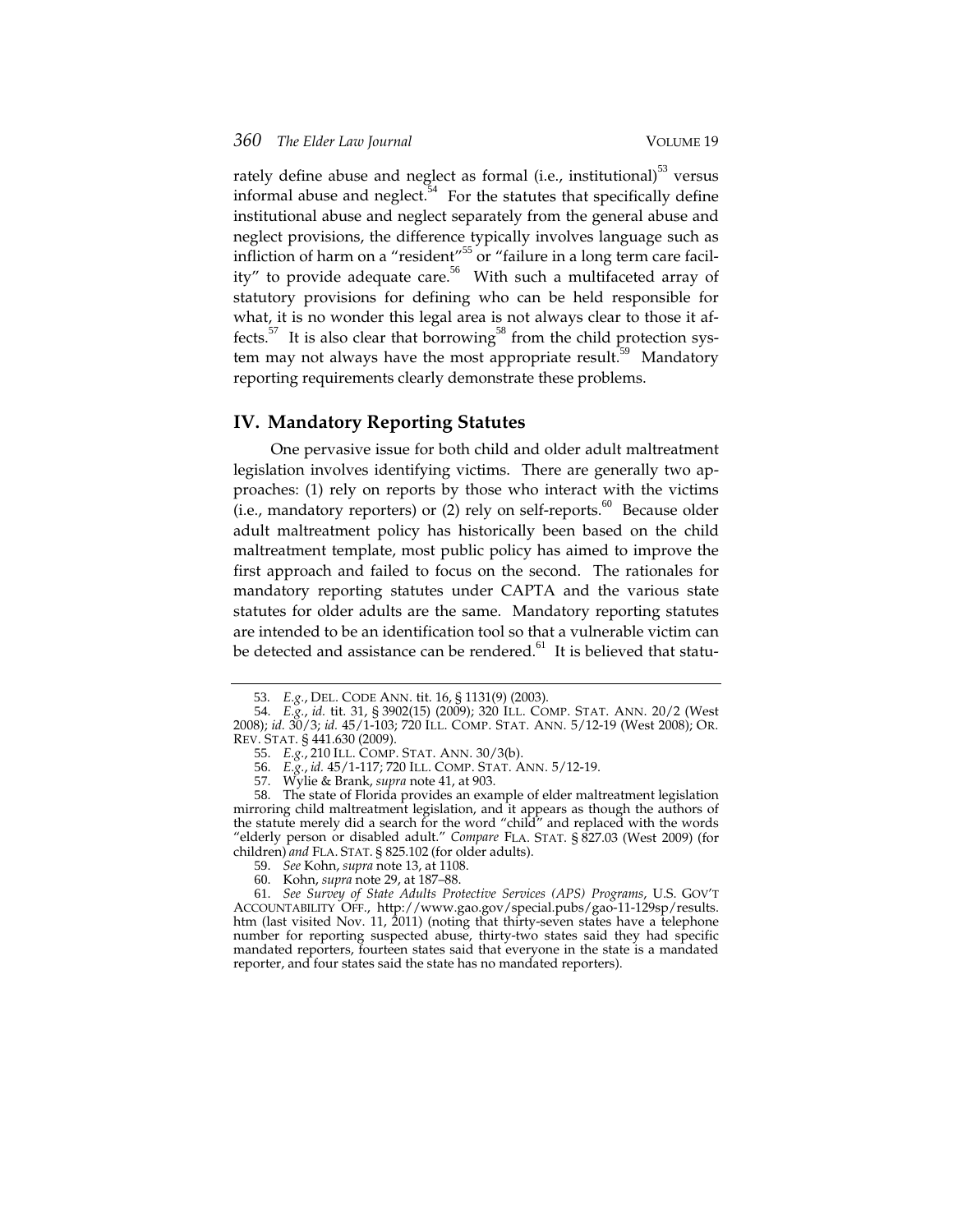rately define abuse and neglect as formal (i.e., institutional)[53] versus informal abuse and neglect.[54] For the statutes that specifically define institutional abuse and neglect separately from the general abuse and neglect provisions, the difference typically involves language such as infliction of harm on a "resident"[55] or "failure in a long term care facility" to provide adequate care.[56] With such a multifaceted array of statutory provisions for defining who can be held responsible for what, it is no wonder this legal area is not always clear to those it affects.[57] It is also clear that borrowing[58] from the child protection system may not always have the most appropriate result.[59] Mandatory reporting requirements clearly demonstrate these problems.

## IV. Mandatory Reporting Statutes

One pervasive issue for both child and older adult maltreatment legislation involves identifying victims. There are generally two approaches: (1) rely on reports by those who interact with the victims (i.e., mandatory reporters) or (2) rely on self-reports.[60] Because older adult maltreatment policy has historically been based on the child maltreatment template, most public policy has aimed to improve the first approach and failed to focus on the second. The rationales for mandatory reporting statutes under CAPTA and the various state statutes for older adults are the same. Mandatory reporting statutes are intended to be an identification tool so that a vulnerable victim can be detected and assistance can be rendered.[61] It is believed that statu-

---

53. *E.g.*, DEL. CODE ANN. tit. 16, § 1131(9) (2003).

54. *E.g.*, *id.* tit. 31, § 3902(15) (2009); 320 ILL. COMP. STAT. ANN. 20/2 (West 2008); *id.* 30/3; *id.* 45/1-103; 720 ILL. COMP. STAT. ANN. 5/12-19 (West 2008); OR. REV. STAT. § 441.630 (2009).

55. *E.g.*, 210 ILL. COMP. STAT. ANN. 30/3(b).

56. *E.g.*, *id.* 45/1-117; 720 ILL. COMP. STAT. ANN. 5/12-19.

57. Wylie & Brank, *supra* note 41, at 903.

58. The state of Florida provides an example of elder maltreatment legislation mirroring child maltreatment legislation, and it appears as though the authors of the statute merely did a search for the word "child" and replaced with the words "elderly person or disabled adult." *Compare* FLA. STAT. § 827.03 (West 2009) (for children) *and* FLA. STAT. § 825.102 (for older adults).

59. *See* Kohn, *supra* note 13, at 1108.

60. Kohn, *supra* note 29, at 187–88.

61. *See Survey of State Adults Protective Services (APS) Programs*, U.S. GOV'T ACCOUNTABILITY OFF., http://www.gao.gov/special.pubs/gao-11-129sp/results.htm (last visited Nov. 11, 2011) (noting that thirty-seven states have a telephone number for reporting suspected abuse, thirty-two states said they had specific mandated reporters, fourteen states said that everyone in the state is a mandated reporter, and four states said the state has no mandated reporters).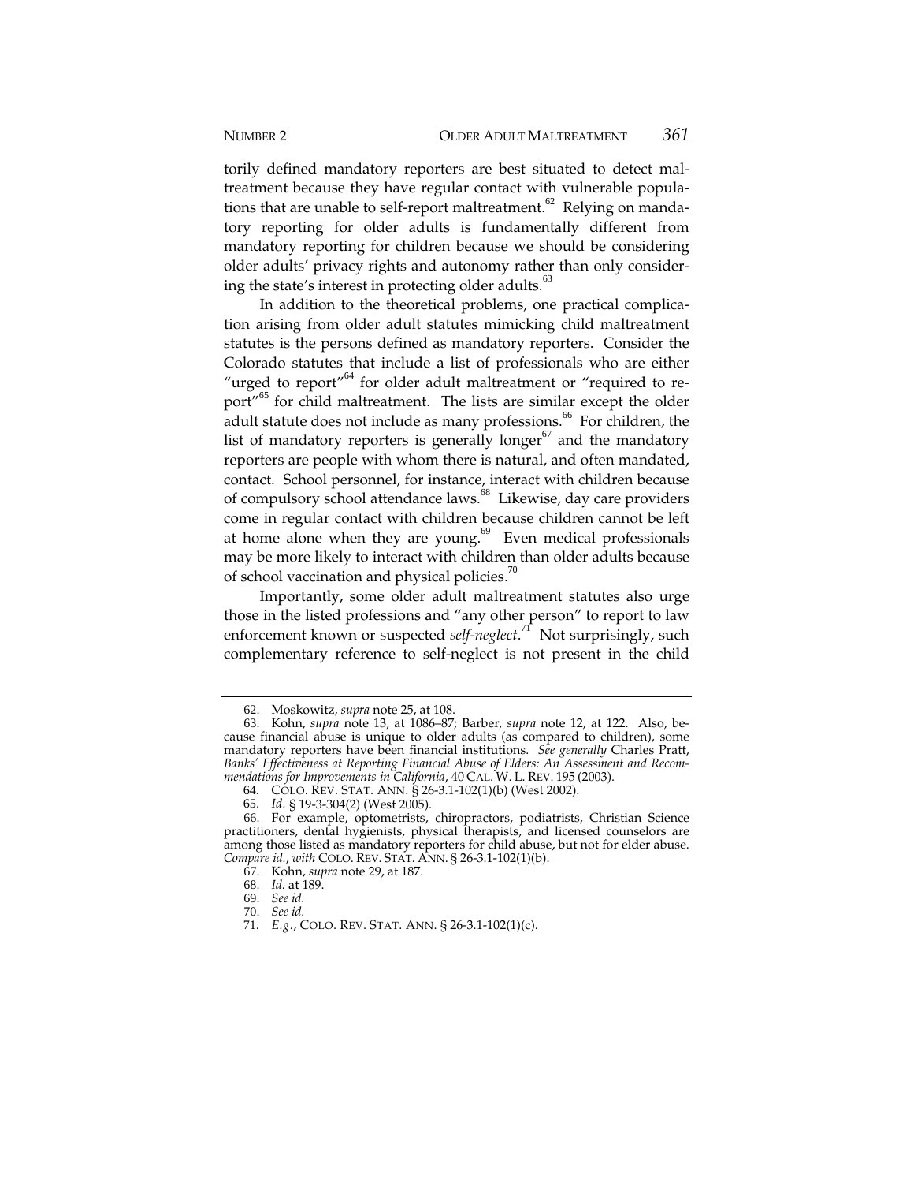torily defined mandatory reporters are best situated to detect maltreatment because they have regular contact with vulnerable populations that are unable to self-report maltreatment.[62] Relying on mandatory reporting for older adults is fundamentally different from mandatory reporting for children because we should be considering older adults' privacy rights and autonomy rather than only considering the state's interest in protecting older adults.[63]

In addition to the theoretical problems, one practical complication arising from older adult statutes mimicking child maltreatment statutes is the persons defined as mandatory reporters. Consider the Colorado statutes that include a list of professionals who are either "urged to report"[64] for older adult maltreatment or "required to report"[65] for child maltreatment. The lists are similar except the older adult statute does not include as many professions.[66] For children, the list of mandatory reporters is generally longer[67] and the mandatory reporters are people with whom there is natural, and often mandated, contact. School personnel, for instance, interact with children because of compulsory school attendance laws.[68] Likewise, day care providers come in regular contact with children because children cannot be left at home alone when they are young.[69] Even medical professionals may be more likely to interact with children than older adults because of school vaccination and physical policies.[70]

Importantly, some older adult maltreatment statutes also urge those in the listed professions and "any other person" to report to law enforcement known or suspected *self-neglect*.[71] Not surprisingly, such complementary reference to self-neglect is not present in the child

---

62. Moskowitz, *supra* note 25, at 108.

63. Kohn, *supra* note 13, at 1086–87; Barber, *supra* note 12, at 122. Also, because financial abuse is unique to older adults (as compared to children), some mandatory reporters have been financial institutions. *See generally* Charles Pratt, *Banks' Effectiveness at Reporting Financial Abuse of Elders: An Assessment and Recommendations for Improvements in California*, 40 CAL. W. L. REV. 195 (2003).

64. COLO. REV. STAT. ANN. § 26-3.1-102(1)(b) (West 2002).

65. *Id.* § 19-3-304(2) (West 2005).

66. For example, optometrists, chiropractors, podiatrists, Christian Science practitioners, dental hygienists, physical therapists, and licensed counselors are among those listed as mandatory reporters for child abuse, but not for elder abuse. *Compare id.*, *with* COLO. REV. STAT. ANN. § 26-3.1-102(1)(b).

67. Kohn, *supra* note 29, at 187.

68. *Id.* at 189.

69. *See id.*

70. *See id.*

71. *E.g.*, COLO. REV. STAT. ANN. § 26-3.1-102(1)(c).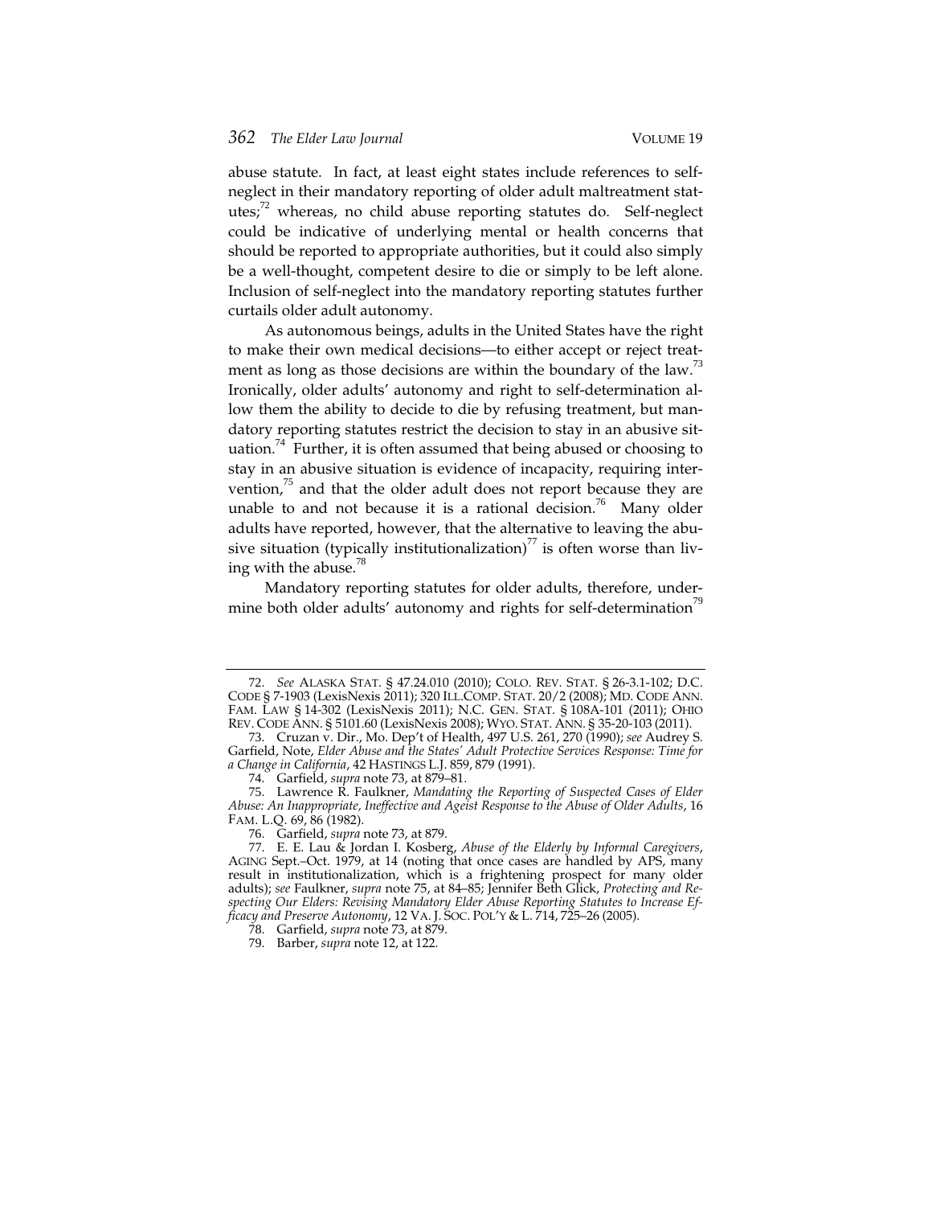abuse statute. In fact, at least eight states include references to self-neglect in their mandatory reporting of older adult maltreatment statutes;[72] whereas, no child abuse reporting statutes do. Self-neglect could be indicative of underlying mental or health concerns that should be reported to appropriate authorities, but it could also simply be a well-thought, competent desire to die or simply to be left alone. Inclusion of self-neglect into the mandatory reporting statutes further curtails older adult autonomy.

As autonomous beings, adults in the United States have the right to make their own medical decisions—to either accept or reject treatment as long as those decisions are within the boundary of the law.[73] Ironically, older adults' autonomy and right to self-determination allow them the ability to decide to die by refusing treatment, but mandatory reporting statutes restrict the decision to stay in an abusive situation.[74] Further, it is often assumed that being abused or choosing to stay in an abusive situation is evidence of incapacity, requiring intervention,[75] and that the older adult does not report because they are unable to and not because it is a rational decision.[76] Many older adults have reported, however, that the alternative to leaving the abusive situation (typically institutionalization)[77] is often worse than living with the abuse.[78]

Mandatory reporting statutes for older adults, therefore, undermine both older adults' autonomy and rights for self-determination[79]

---

72. *See* ALASKA STAT. § 47.24.010 (2010); COLO. REV. STAT. § 26-3.1-102; D.C. CODE § 7-1903 (LexisNexis 2011); 320 ILL.COMP. STAT. 20/2 (2008); MD. CODE ANN. FAM. LAW § 14-302 (LexisNexis 2011); N.C. GEN. STAT. § 108A-101 (2011); OHIO REV. CODE ANN. § 5101.60 (LexisNexis 2008); WYO. STAT. ANN. § 35-20-103 (2011).

73. Cruzan v. Dir., Mo. Dep't of Health, 497 U.S. 261, 270 (1990); *see* Audrey S. Garfield, Note, *Elder Abuse and the States' Adult Protective Services Response: Time for a Change in California*, 42 HASTINGS L.J. 859, 879 (1991).

74. Garfield, *supra* note 73, at 879–81.

75. Lawrence R. Faulkner, *Mandating the Reporting of Suspected Cases of Elder Abuse: An Inappropriate, Ineffective and Ageist Response to the Abuse of Older Adults*, 16 FAM. L.Q. 69, 86 (1982).

76. Garfield, *supra* note 73, at 879.

77. E. E. Lau & Jordan I. Kosberg, *Abuse of the Elderly by Informal Caregivers*, AGING Sept.–Oct. 1979, at 14 (noting that once cases are handled by APS, many result in institutionalization, which is a frightening prospect for many older adults); *see* Faulkner, *supra* note 75, at 84–85; Jennifer Beth Glick, *Protecting and Respecting Our Elders: Revising Mandatory Elder Abuse Reporting Statutes to Increase Efficacy and Preserve Autonomy*, 12 VA. J. SOC. POL'Y & L. 714, 725–26 (2005).

78. Garfield, *supra* note 73, at 879.

79. Barber, *supra* note 12, at 122.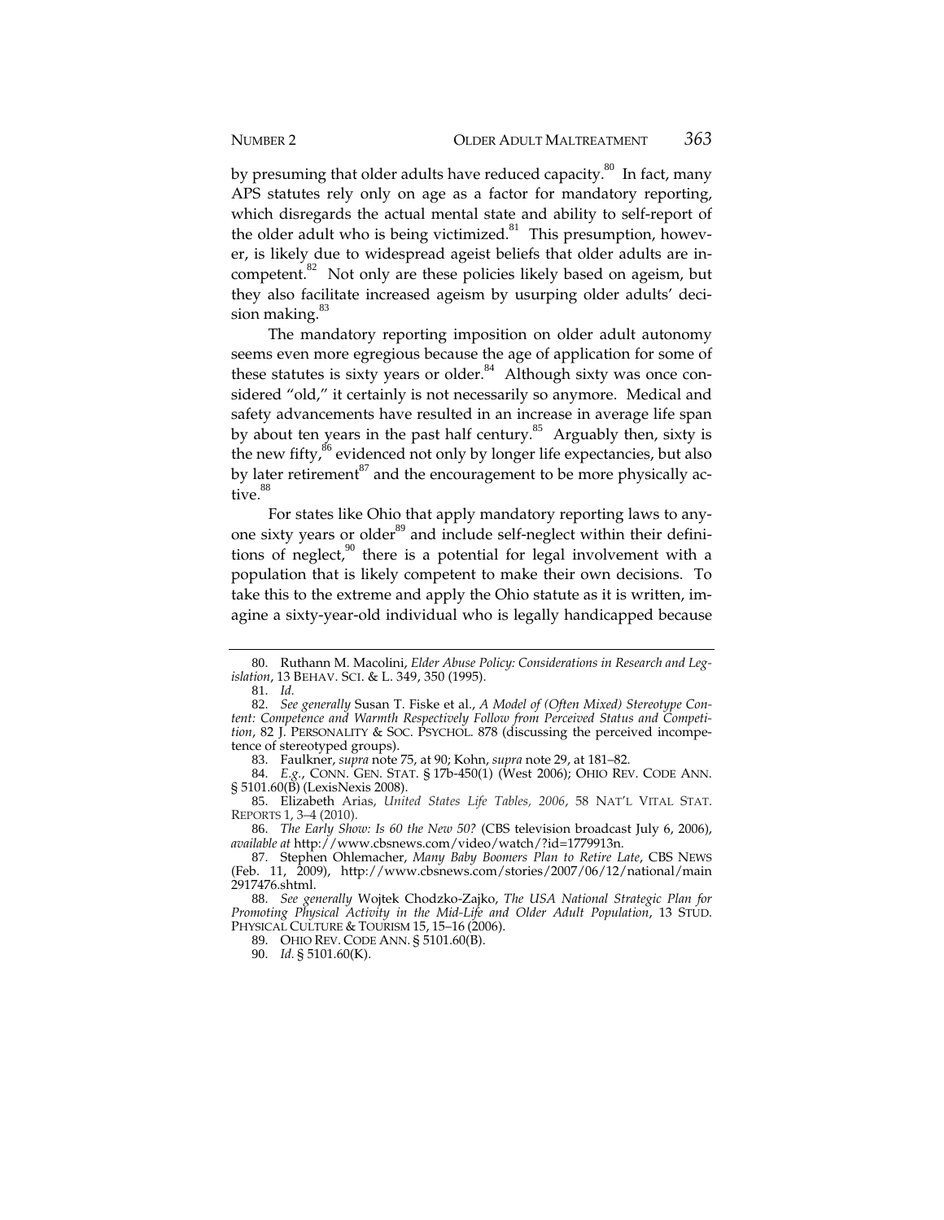by presuming that older adults have reduced capacity.[80] In fact, many APS statutes rely only on age as a factor for mandatory reporting, which disregards the actual mental state and ability to self-report of the older adult who is being victimized.[81] This presumption, however, is likely due to widespread ageist beliefs that older adults are incompetent.[82] Not only are these policies likely based on ageism, but they also facilitate increased ageism by usurping older adults' decision making.[83]

The mandatory reporting imposition on older adult autonomy seems even more egregious because the age of application for some of these statutes is sixty years or older.[84] Although sixty was once considered "old," it certainly is not necessarily so anymore. Medical and safety advancements have resulted in an increase in average life span by about ten years in the past half century.[85] Arguably then, sixty is the new fifty,[86] evidenced not only by longer life expectancies, but also by later retirement[87] and the encouragement to be more physically active.[88]

For states like Ohio that apply mandatory reporting laws to anyone sixty years or older[89] and include self-neglect within their definitions of neglect,[90] there is a potential for legal involvement with a population that is likely competent to make their own decisions. To take this to the extreme and apply the Ohio statute as it is written, imagine a sixty-year-old individual who is legally handicapped because

---

80. Ruthann M. Macolini, *Elder Abuse Policy: Considerations in Research and Legislation*, 13 BEHAV. SCI. & L. 349, 350 (1995).

81. *Id.*

82. *See generally* Susan T. Fiske et al., *A Model of (Often Mixed) Stereotype Content: Competence and Warmth Respectively Follow from Perceived Status and Competition*, 82 J. PERSONALITY & SOC. PSYCHOL. 878 (discussing the perceived incompetence of stereotyped groups).

83. Faulkner, *supra* note 75, at 90; Kohn, *supra* note 29, at 181–82.

84. *E.g.*, CONN. GEN. STAT. § 17b-450(1) (West 2006); OHIO REV. CODE ANN. § 5101.60(B) (LexisNexis 2008).

85. Elizabeth Arias, *United States Life Tables, 2006*, 58 NAT'L VITAL STAT. REPORTS 1, 3–4 (2010).

86. *The Early Show: Is 60 the New 50?* (CBS television broadcast July 6, 2006), *available at* http://www.cbsnews.com/video/watch/?id=1779913n.

87. Stephen Ohlemacher, *Many Baby Boomers Plan to Retire Late*, CBS NEWS (Feb. 11, 2009), http://www.cbsnews.com/stories/2007/06/12/national/main2917476.shtml.

88. *See generally* Wojtek Chodzko-Zajko, *The USA National Strategic Plan for Promoting Physical Activity in the Mid-Life and Older Adult Population*, 13 STUD. PHYSICAL CULTURE & TOURISM 15, 15–16 (2006).

89. OHIO REV. CODE ANN. § 5101.60(B).

90. *Id.* § 5101.60(K).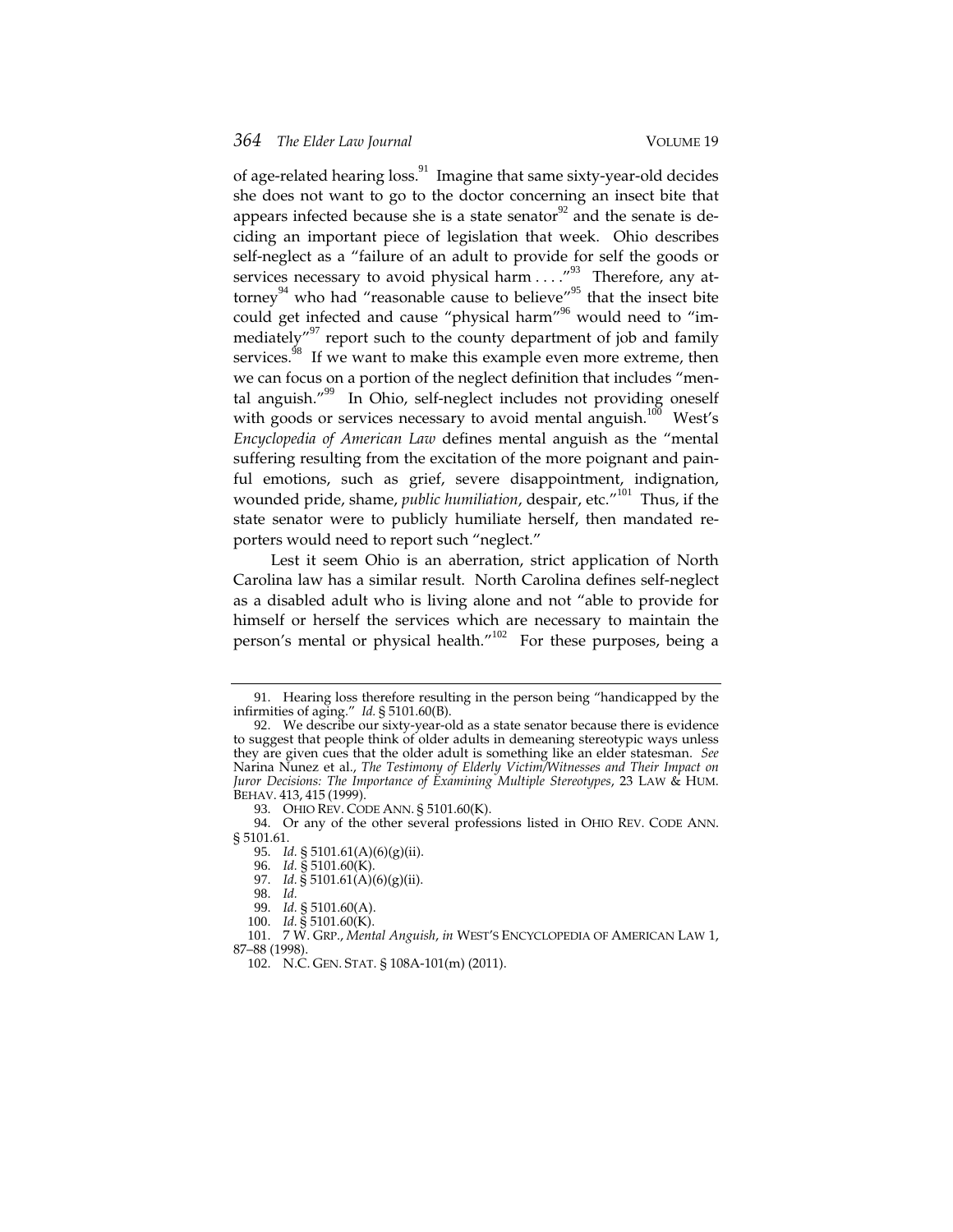of age-related hearing loss.[91] Imagine that same sixty-year-old decides she does not want to go to the doctor concerning an insect bite that appears infected because she is a state senator[92] and the senate is deciding an important piece of legislation that week. Ohio describes self-neglect as a "failure of an adult to provide for self the goods or services necessary to avoid physical harm . . . ."[93] Therefore, any attorney[94] who had "reasonable cause to believe"[95] that the insect bite could get infected and cause "physical harm"[96] would need to "immediately"[97] report such to the county department of job and family services.[98] If we want to make this example even more extreme, then we can focus on a portion of the neglect definition that includes "mental anguish."[99] In Ohio, self-neglect includes not providing oneself with goods or services necessary to avoid mental anguish.[100] West's *Encyclopedia of American Law* defines mental anguish as the "mental suffering resulting from the excitation of the more poignant and painful emotions, such as grief, severe disappointment, indignation, wounded pride, shame, *public humiliation*, despair, etc."[101] Thus, if the state senator were to publicly humiliate herself, then mandated reporters would need to report such "neglect."

Lest it seem Ohio is an aberration, strict application of North Carolina law has a similar result. North Carolina defines self-neglect as a disabled adult who is living alone and not "able to provide for himself or herself the services which are necessary to maintain the person's mental or physical health."[102] For these purposes, being a

---

91. Hearing loss therefore resulting in the person being "handicapped by the infirmities of aging." *Id.* § 5101.60(B).

92. We describe our sixty-year-old as a state senator because there is evidence to suggest that people think of older adults in demeaning stereotypic ways unless they are given cues that the older adult is something like an elder statesman. *See* Narina Nunez et al., *The Testimony of Elderly Victim/Witnesses and Their Impact on Juror Decisions: The Importance of Examining Multiple Stereotypes*, 23 LAW & HUM. BEHAV. 413, 415 (1999).

93. OHIO REV. CODE ANN. § 5101.60(K).

94. Or any of the other several professions listed in OHIO REV. CODE ANN. § 5101.61.

95. *Id.* § 5101.61(A)(6)(g)(ii).

96. *Id.* § 5101.60(K).

97. *Id.* § 5101.61(A)(6)(g)(ii).

98. *Id.*

99. *Id.* § 5101.60(A).

100. *Id.* § 5101.60(K).

101. 7 W. GRP., *Mental Anguish*, *in* WEST'S ENCYCLOPEDIA OF AMERICAN LAW 1, 87–88 (1998).

102. N.C. GEN. STAT. § 108A-101(m) (2011).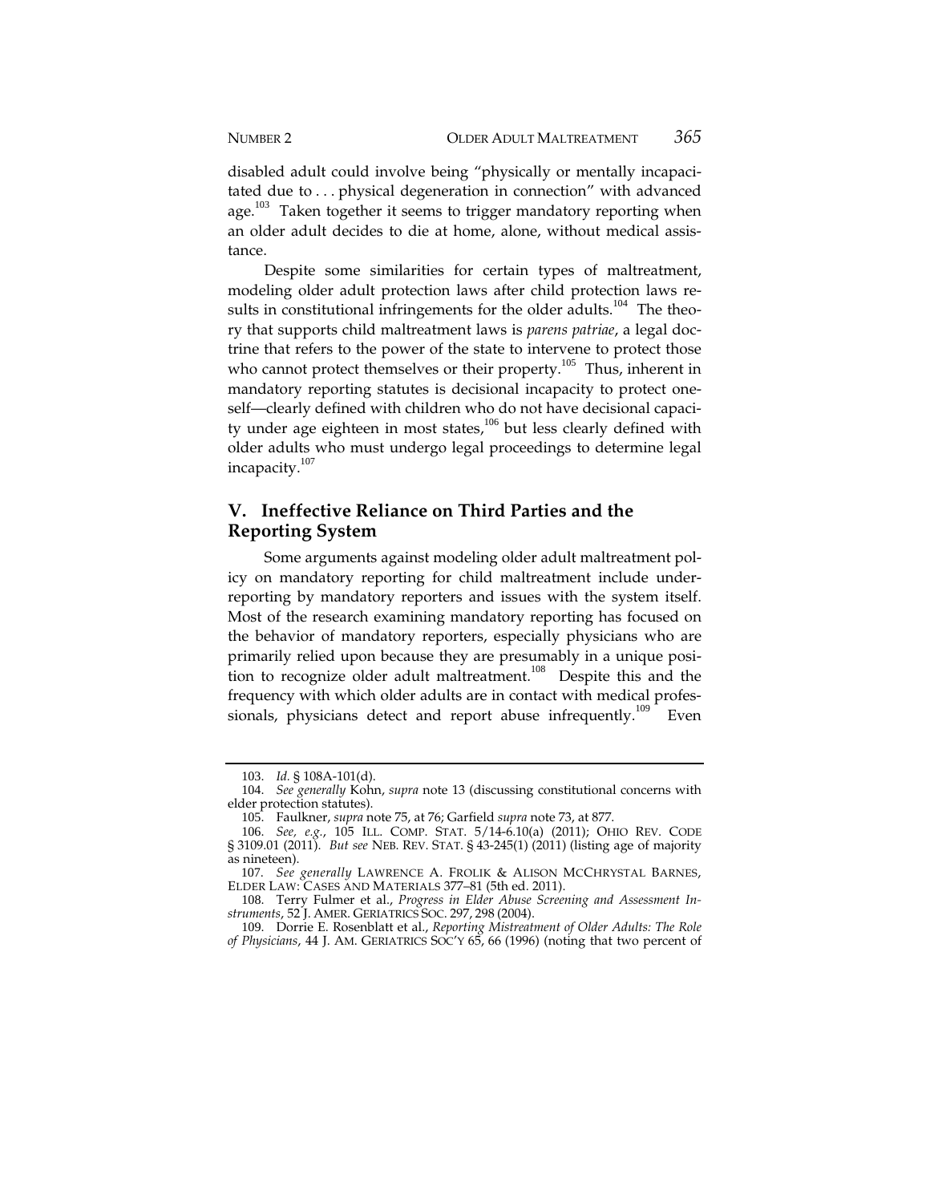disabled adult could involve being "physically or mentally incapacitated due to . . . physical degeneration in connection" with advanced age.[103] Taken together it seems to trigger mandatory reporting when an older adult decides to die at home, alone, without medical assistance.

Despite some similarities for certain types of maltreatment, modeling older adult protection laws after child protection laws results in constitutional infringements for the older adults.[104] The theory that supports child maltreatment laws is *parens patriae*, a legal doctrine that refers to the power of the state to intervene to protect those who cannot protect themselves or their property.[105] Thus, inherent in mandatory reporting statutes is decisional incapacity to protect oneself—clearly defined with children who do not have decisional capacity under age eighteen in most states,[106] but less clearly defined with older adults who must undergo legal proceedings to determine legal incapacity.[107]

## V. Ineffective Reliance on Third Parties and the Reporting System

Some arguments against modeling older adult maltreatment policy on mandatory reporting for child maltreatment include underreporting by mandatory reporters and issues with the system itself. Most of the research examining mandatory reporting has focused on the behavior of mandatory reporters, especially physicians who are primarily relied upon because they are presumably in a unique position to recognize older adult maltreatment.[108] Despite this and the frequency with which older adults are in contact with medical professionals, physicians detect and report abuse infrequently.[109] Even

---

103. *Id.* § 108A-101(d).

104. *See generally* Kohn, *supra* note 13 (discussing constitutional concerns with elder protection statutes).

105. Faulkner, *supra* note 75, at 76; Garfield *supra* note 73, at 877.

106. *See, e.g.*, 105 ILL. COMP. STAT. 5/14-6.10(a) (2011); OHIO REV. CODE § 3109.01 (2011). *But see* NEB. REV. STAT. § 43-245(1) (2011) (listing age of majority as nineteen).

107. *See generally* LAWRENCE A. FROLIK & ALISON MCCHRYSTAL BARNES, ELDER LAW: CASES AND MATERIALS 377–81 (5th ed. 2011).

108. Terry Fulmer et al., *Progress in Elder Abuse Screening and Assessment Instruments*, 52 J. AMER. GERIATRICS SOC. 297, 298 (2004).

109. Dorrie E. Rosenblatt et al., *Reporting Mistreatment of Older Adults: The Role of Physicians*, 44 J. AM. GERIATRICS SOC'Y 65, 66 (1996) (noting that two percent of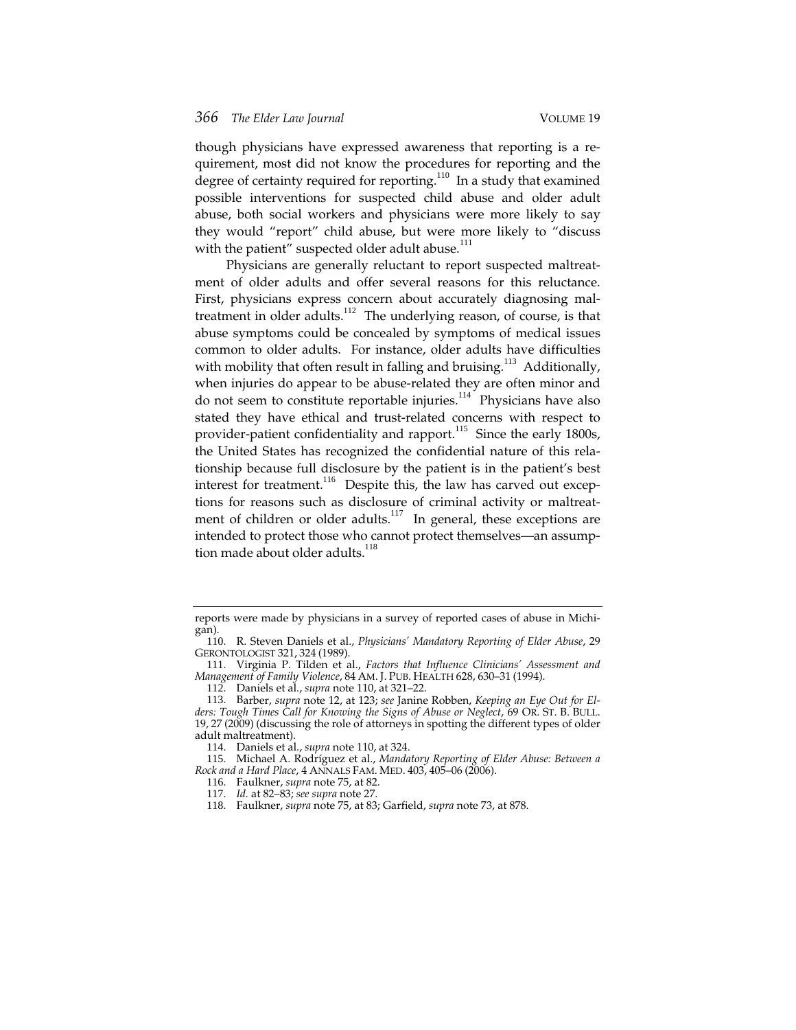though physicians have expressed awareness that reporting is a requirement, most did not know the procedures for reporting and the degree of certainty required for reporting.[110] In a study that examined possible interventions for suspected child abuse and older adult abuse, both social workers and physicians were more likely to say they would "report" child abuse, but were more likely to "discuss with the patient" suspected older adult abuse.[111]

Physicians are generally reluctant to report suspected maltreatment of older adults and offer several reasons for this reluctance. First, physicians express concern about accurately diagnosing maltreatment in older adults.[112] The underlying reason, of course, is that abuse symptoms could be concealed by symptoms of medical issues common to older adults. For instance, older adults have difficulties with mobility that often result in falling and bruising.[113] Additionally, when injuries do appear to be abuse-related they are often minor and do not seem to constitute reportable injuries.[114] Physicians have also stated they have ethical and trust-related concerns with respect to provider-patient confidentiality and rapport.[115] Since the early 1800s, the United States has recognized the confidential nature of this relationship because full disclosure by the patient is in the patient's best interest for treatment.[116] Despite this, the law has carved out exceptions for reasons such as disclosure of criminal activity or maltreatment of children or older adults.[117] In general, these exceptions are intended to protect those who cannot protect themselves—an assumption made about older adults.[118]

---

reports were made by physicians in a survey of reported cases of abuse in Michigan).

110. R. Steven Daniels et al., *Physicians' Mandatory Reporting of Elder Abuse*, 29 GERONTOLOGIST 321, 324 (1989).

111. Virginia P. Tilden et al., *Factors that Influence Clinicians' Assessment and Management of Family Violence*, 84 AM. J. PUB. HEALTH 628, 630–31 (1994).

112. Daniels et al., *supra* note 110, at 321–22.

113. Barber, *supra* note 12, at 123; *see* Janine Robben, *Keeping an Eye Out for Elders: Tough Times Call for Knowing the Signs of Abuse or Neglect*, 69 OR. ST. B. BULL. 19, 27 (2009) (discussing the role of attorneys in spotting the different types of older adult maltreatment).

114. Daniels et al., *supra* note 110, at 324.

115. Michael A. Rodríguez et al., *Mandatory Reporting of Elder Abuse: Between a Rock and a Hard Place*, 4 ANNALS FAM. MED. 403, 405–06 (2006).

116. Faulkner, *supra* note 75, at 82.

117. *Id.* at 82–83; *see supra* note 27.

118. Faulkner, *supra* note 75, at 83; Garfield, *supra* note 73, at 878.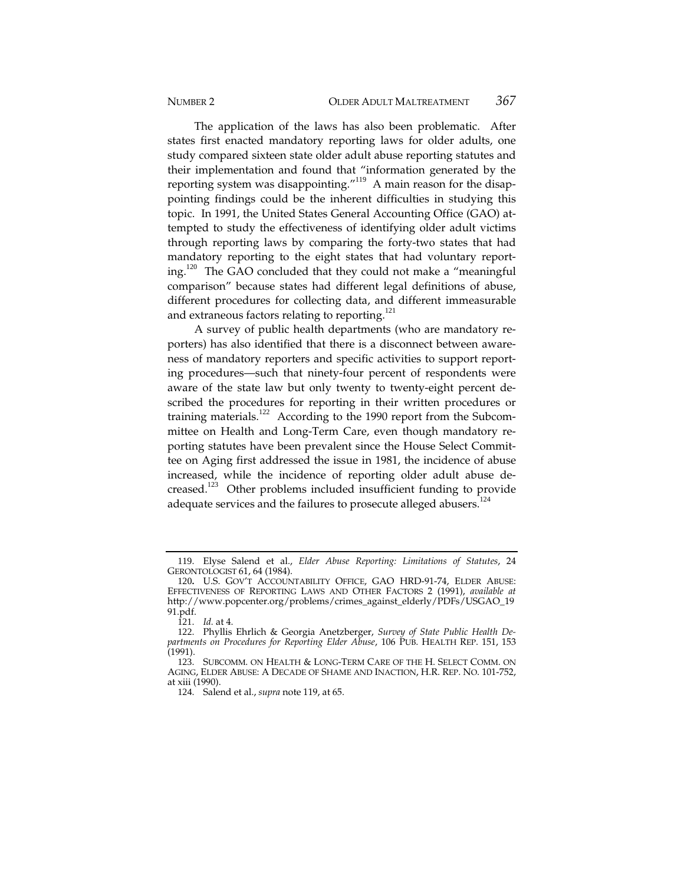The application of the laws has also been problematic. After states first enacted mandatory reporting laws for older adults, one study compared sixteen state older adult abuse reporting statutes and their implementation and found that "information generated by the reporting system was disappointing."[119] A main reason for the disappointing findings could be the inherent difficulties in studying this topic. In 1991, the United States General Accounting Office (GAO) attempted to study the effectiveness of identifying older adult victims through reporting laws by comparing the forty-two states that had mandatory reporting to the eight states that had voluntary reporting.[120] The GAO concluded that they could not make a "meaningful comparison" because states had different legal definitions of abuse, different procedures for collecting data, and different immeasurable and extraneous factors relating to reporting.[121]

A survey of public health departments (who are mandatory reporters) has also identified that there is a disconnect between awareness of mandatory reporters and specific activities to support reporting procedures—such that ninety-four percent of respondents were aware of the state law but only twenty to twenty-eight percent described the procedures for reporting in their written procedures or training materials.[122] According to the 1990 report from the Subcommittee on Health and Long-Term Care, even though mandatory reporting statutes have been prevalent since the House Select Committee on Aging first addressed the issue in 1981, the incidence of abuse increased, while the incidence of reporting older adult abuse decreased.[123] Other problems included insufficient funding to provide adequate services and the failures to prosecute alleged abusers.[124]

---

119. Elyse Salend et al., *Elder Abuse Reporting: Limitations of Statutes*, 24 GERONTOLOGIST 61, 64 (1984).

120. U.S. GOV'T ACCOUNTABILITY OFFICE, GAO HRD-91-74, ELDER ABUSE: EFFECTIVENESS OF REPORTING LAWS AND OTHER FACTORS 2 (1991), *available at* http://www.popcenter.org/problems/crimes_against_elderly/PDFs/USGAO_1991.pdf.

121. *Id.* at 4.

122. Phyllis Ehrlich & Georgia Anetzberger, *Survey of State Public Health Departments on Procedures for Reporting Elder Abuse*, 106 PUB. HEALTH REP. 151, 153 (1991).

123. SUBCOMM. ON HEALTH & LONG-TERM CARE OF THE H. SELECT COMM. ON AGING, ELDER ABUSE: A DECADE OF SHAME AND INACTION, H.R. REP. NO. 101-752, at xiii (1990).

124. Salend et al., *supra* note 119, at 65.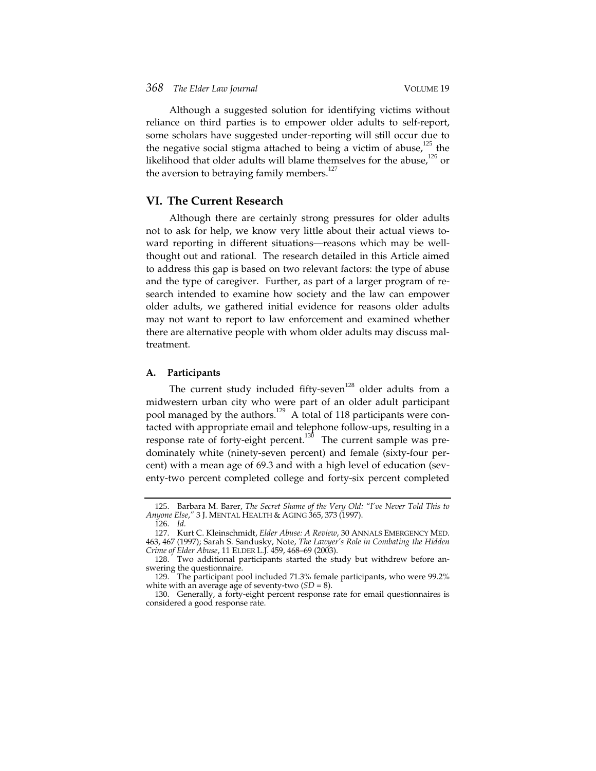Although a suggested solution for identifying victims without reliance on third parties is to empower older adults to self-report, some scholars have suggested under-reporting will still occur due to the negative social stigma attached to being a victim of abuse,[125] the likelihood that older adults will blame themselves for the abuse,[126] or the aversion to betraying family members.[127]

## VI. The Current Research

Although there are certainly strong pressures for older adults not to ask for help, we know very little about their actual views toward reporting in different situations—reasons which may be well-thought out and rational. The research detailed in this Article aimed to address this gap is based on two relevant factors: the type of abuse and the type of caregiver. Further, as part of a larger program of research intended to examine how society and the law can empower older adults, we gathered initial evidence for reasons older adults may not want to report to law enforcement and examined whether there are alternative people with whom older adults may discuss maltreatment.

### A. Participants

The current study included fifty-seven[128] older adults from a midwestern urban city who were part of an older adult participant pool managed by the authors.[129] A total of 118 participants were contacted with appropriate email and telephone follow-ups, resulting in a response rate of forty-eight percent.[130] The current sample was predominately white (ninety-seven percent) and female (sixty-four percent) with a mean age of 69.3 and with a high level of education (seventy-two percent completed college and forty-six percent completed

---

125. Barbara M. Barer, *The Secret Shame of the Very Old: "I've Never Told This to Anyone Else*,*"* 3 J. MENTAL HEALTH & AGING 365, 373 (1997).

126. *Id.*

127. Kurt C. Kleinschmidt, *Elder Abuse: A Review*, 30 ANNALS EMERGENCY MED. 463, 467 (1997); Sarah S. Sandusky, Note, *The Lawyer's Role in Combating the Hidden Crime of Elder Abuse*, 11 ELDER L.J. 459, 468–69 (2003).

128. Two additional participants started the study but withdrew before answering the questionnaire.

129. The participant pool included 71.3% female participants, who were 99.2% white with an average age of seventy-two (*SD* = 8).

130. Generally, a forty-eight percent response rate for email questionnaires is considered a good response rate.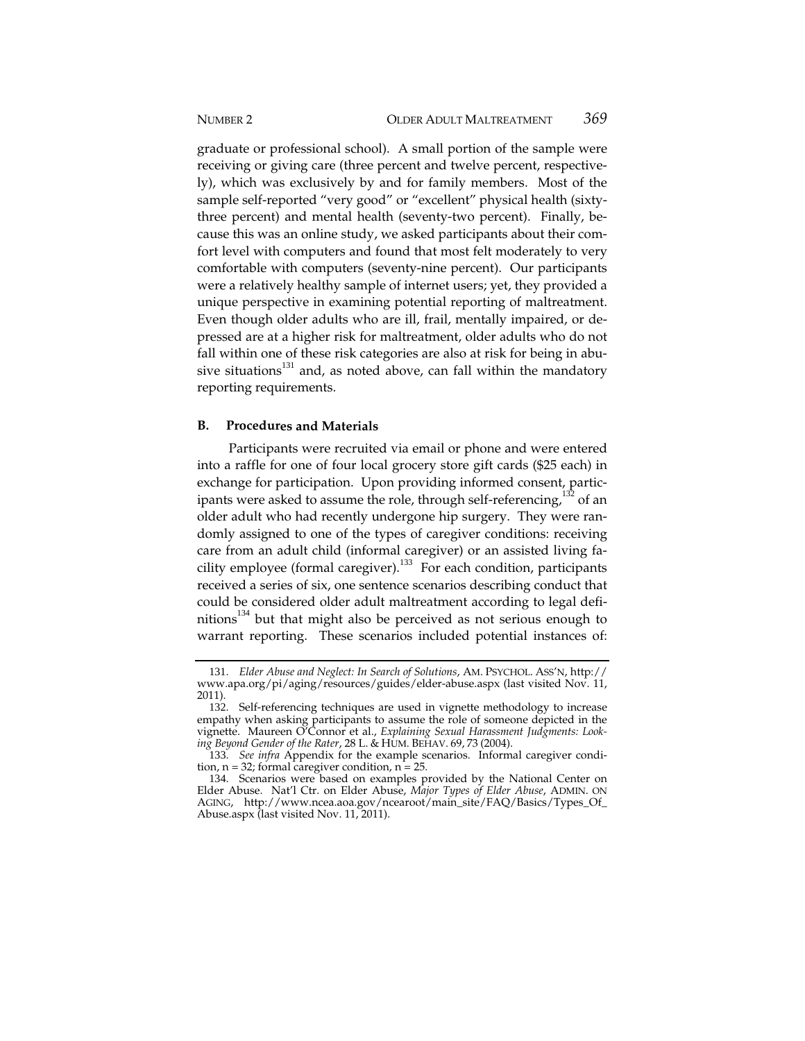graduate or professional school). A small portion of the sample were receiving or giving care (three percent and twelve percent, respectively), which was exclusively by and for family members. Most of the sample self-reported "very good" or "excellent" physical health (sixty-three percent) and mental health (seventy-two percent). Finally, because this was an online study, we asked participants about their comfort level with computers and found that most felt moderately to very comfortable with computers (seventy-nine percent). Our participants were a relatively healthy sample of internet users; yet, they provided a unique perspective in examining potential reporting of maltreatment. Even though older adults who are ill, frail, mentally impaired, or depressed are at a higher risk for maltreatment, older adults who do not fall within one of these risk categories are also at risk for being in abusive situations[131] and, as noted above, can fall within the mandatory reporting requirements.

### B. Procedures and Materials

Participants were recruited via email or phone and were entered into a raffle for one of four local grocery store gift cards ($25 each) in exchange for participation. Upon providing informed consent, participants were asked to assume the role, through self-referencing,[132] of an older adult who had recently undergone hip surgery. They were randomly assigned to one of the types of caregiver conditions: receiving care from an adult child (informal caregiver) or an assisted living facility employee (formal caregiver).[133] For each condition, participants received a series of six, one sentence scenarios describing conduct that could be considered older adult maltreatment according to legal definitions[134] but that might also be perceived as not serious enough to warrant reporting. These scenarios included potential instances of:

---

131. *Elder Abuse and Neglect: In Search of Solutions*, AM. PSYCHOL. ASS'N, http://www.apa.org/pi/aging/resources/guides/elder-abuse.aspx (last visited Nov. 11, 2011).

132. Self-referencing techniques are used in vignette methodology to increase empathy when asking participants to assume the role of someone depicted in the vignette. Maureen O'Connor et al., *Explaining Sexual Harassment Judgments: Looking Beyond Gender of the Rater*, 28 L. & HUM. BEHAV. 69, 73 (2004).

133. *See infra* Appendix for the example scenarios. Informal caregiver condition, n = 32; formal caregiver condition, n = 25.

134. Scenarios were based on examples provided by the National Center on Elder Abuse. Nat'l Ctr. on Elder Abuse, *Major Types of Elder Abuse*, ADMIN. ON AGING, http://www.ncea.aoa.gov/ncearoot/main_site/FAQ/Basics/Types_Of_Abuse.aspx (last visited Nov. 11, 2011).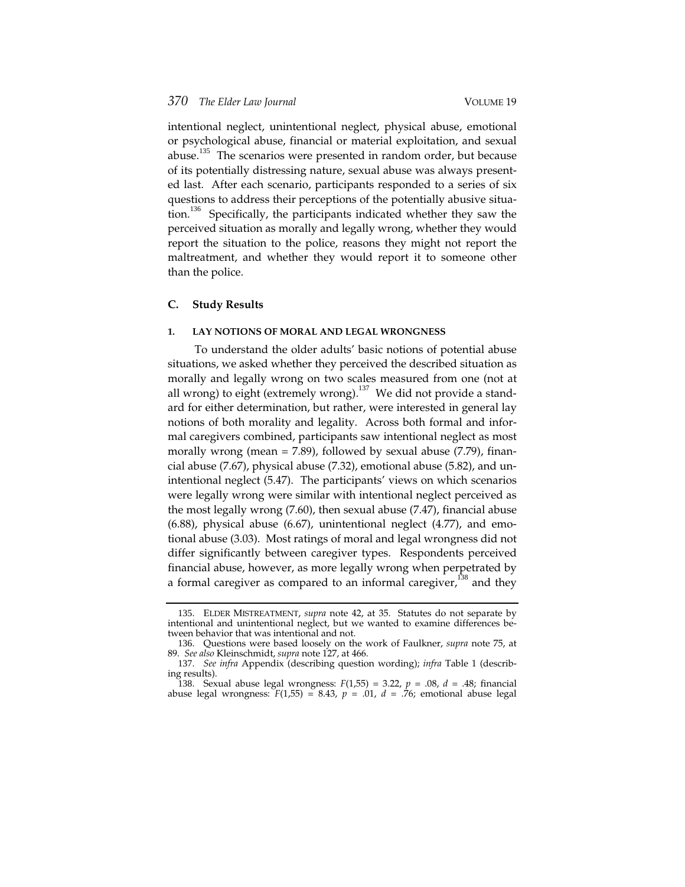intentional neglect, unintentional neglect, physical abuse, emotional or psychological abuse, financial or material exploitation, and sexual abuse.[135] The scenarios were presented in random order, but because of its potentially distressing nature, sexual abuse was always presented last. After each scenario, participants responded to a series of six questions to address their perceptions of the potentially abusive situation.[136] Specifically, the participants indicated whether they saw the perceived situation as morally and legally wrong, whether they would report the situation to the police, reasons they might not report the maltreatment, and whether they would report it to someone other than the police.

### C. Study Results

#### 1. LAY NOTIONS OF MORAL AND LEGAL WRONGNESS

To understand the older adults' basic notions of potential abuse situations, we asked whether they perceived the described situation as morally and legally wrong on two scales measured from one (not at all wrong) to eight (extremely wrong).[137] We did not provide a standard for either determination, but rather, were interested in general lay notions of both morality and legality. Across both formal and informal caregivers combined, participants saw intentional neglect as most morally wrong (mean = 7.89), followed by sexual abuse (7.79), financial abuse (7.67), physical abuse (7.32), emotional abuse (5.82), and unintentional neglect (5.47). The participants' views on which scenarios were legally wrong were similar with intentional neglect perceived as the most legally wrong (7.60), then sexual abuse (7.47), financial abuse (6.88), physical abuse (6.67), unintentional neglect (4.77), and emotional abuse (3.03). Most ratings of moral and legal wrongness did not differ significantly between caregiver types. Respondents perceived financial abuse, however, as more legally wrong when perpetrated by a formal caregiver as compared to an informal caregiver,[138] and they

---

135. ELDER MISTREATMENT, *supra* note 42, at 35. Statutes do not separate by intentional and unintentional neglect, but we wanted to examine differences between behavior that was intentional and not.

136. Questions were based loosely on the work of Faulkner, *supra* note 75, at 89. *See also* Kleinschmidt, *supra* note 127, at 466.

137. *See infra* Appendix (describing question wording); *infra* Table 1 (describing results).

138. Sexual abuse legal wrongness: $F(1,55) = 3.22$, $p = .08$, $d = .48$; financial abuse legal wrongness: $F(1,55) = 8.43$, $p = .01$, $d = .76$; emotional abuse legal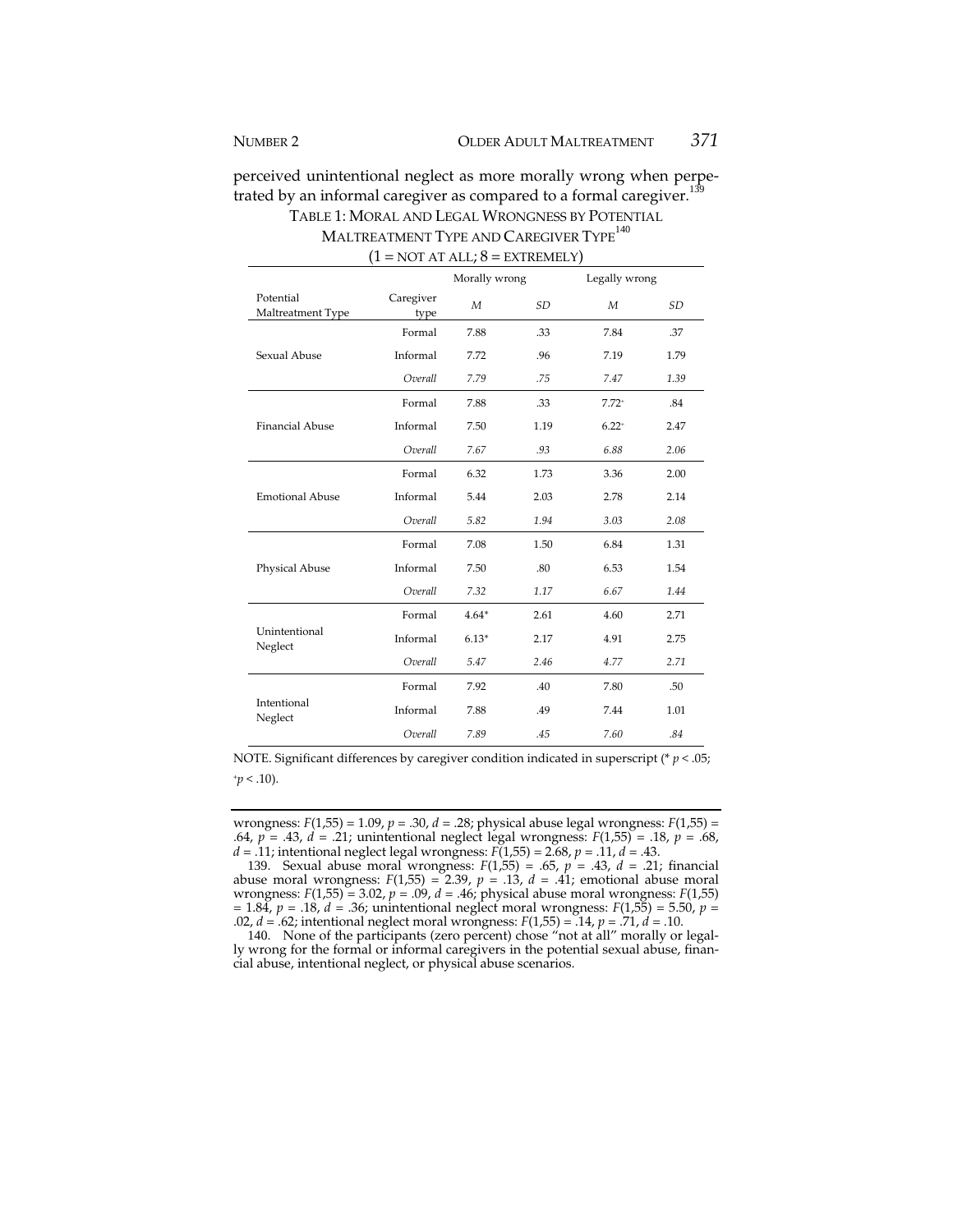perceived unintentional neglect as more morally wrong when perpetrated by an informal caregiver as compared to a formal caregiver.[139]

TABLE 1: MORAL AND LEGAL WRONGNESS BY POTENTIAL MALTREATMENT TYPE AND CAREGIVER TYPE[140]

(1 = NOT AT ALL; 8 = EXTREMELY)

| | | Morally wrong | | Legally wrong | |
|---|---|---|---|---|---|
| Potential Maltreatment Type | Caregiver type | *M* | *SD* | *M* | *SD* |
| Sexual Abuse | Formal | 7.88 | .33 | 7.84 | .37 |
| | Informal | 7.72 | .96 | 7.19 | 1.79 |
| | *Overall* | *7.79* | *.75* | *7.47* | *1.39* |
| Financial Abuse | Formal | 7.88 | .33 | $7.72^{+}$ | .84 |
| | Informal | 7.50 | 1.19 | $6.22^{+}$ | 2.47 |
| | *Overall* | *7.67* | *.93* | *6.88* | *2.06* |
| Emotional Abuse | Formal | 6.32 | 1.73 | 3.36 | 2.00 |
| | Informal | 5.44 | 2.03 | 2.78 | 2.14 |
| | *Overall* | *5.82* | *1.94* | *3.03* | *2.08* |
| Physical Abuse | Formal | 7.08 | 1.50 | 6.84 | 1.31 |
| | Informal | 7.50 | .80 | 6.53 | 1.54 |
| | *Overall* | *7.32* | *1.17* | *6.67* | *1.44* |
| Unintentional Neglect | Formal | $4.64^{*}$ | 2.61 | 4.60 | 2.71 |
| | Informal | $6.13^{*}$ | 2.17 | 4.91 | 2.75 |
| | *Overall* | *5.47* | *2.46* | *4.77* | *2.71* |
| Intentional Neglect | Formal | 7.92 | .40 | 7.80 | .50 |
| | Informal | 7.88 | .49 | 7.44 | 1.01 |
| | *Overall* | *7.89* | *.45* | *7.60* | *.84* |

NOTE. Significant differences by caregiver condition indicated in superscript ($^{*}$ $p < .05$; $^{+}p < .10$).

wrongness: $F(1,55) = 1.09$, $p = .30$, $d = .28$; physical abuse legal wrongness: $F(1,55) = .64$, $p = .43$, $d = .21$; unintentional neglect legal wrongness: $F(1,55) = .18$, $p = .68$, $d = .11$; intentional neglect legal wrongness: $F(1,55) = 2.68$, $p = .11$, $d = .43$.

139. Sexual abuse moral wrongness: $F(1,55) = .65$, $p = .43$, $d = .21$; financial abuse moral wrongness: $F(1,55) = 2.39$, $p = .13$, $d = .41$; emotional abuse moral wrongness: $F(1,55) = 3.02$, $p = .09$, $d = .46$; physical abuse moral wrongness: $F(1,55) = 1.84$, $p = .18$, $d = .36$; unintentional neglect moral wrongness: $F(1,55) = 5.50$, $p = .02$, $d = .62$; intentional neglect moral wrongness: $F(1,55) = .14$, $p = .71$, $d = .10$.

140. None of the participants (zero percent) chose "not at all" morally or legally wrong for the formal or informal caregivers in the potential sexual abuse, financial abuse, intentional neglect, or physical abuse scenarios.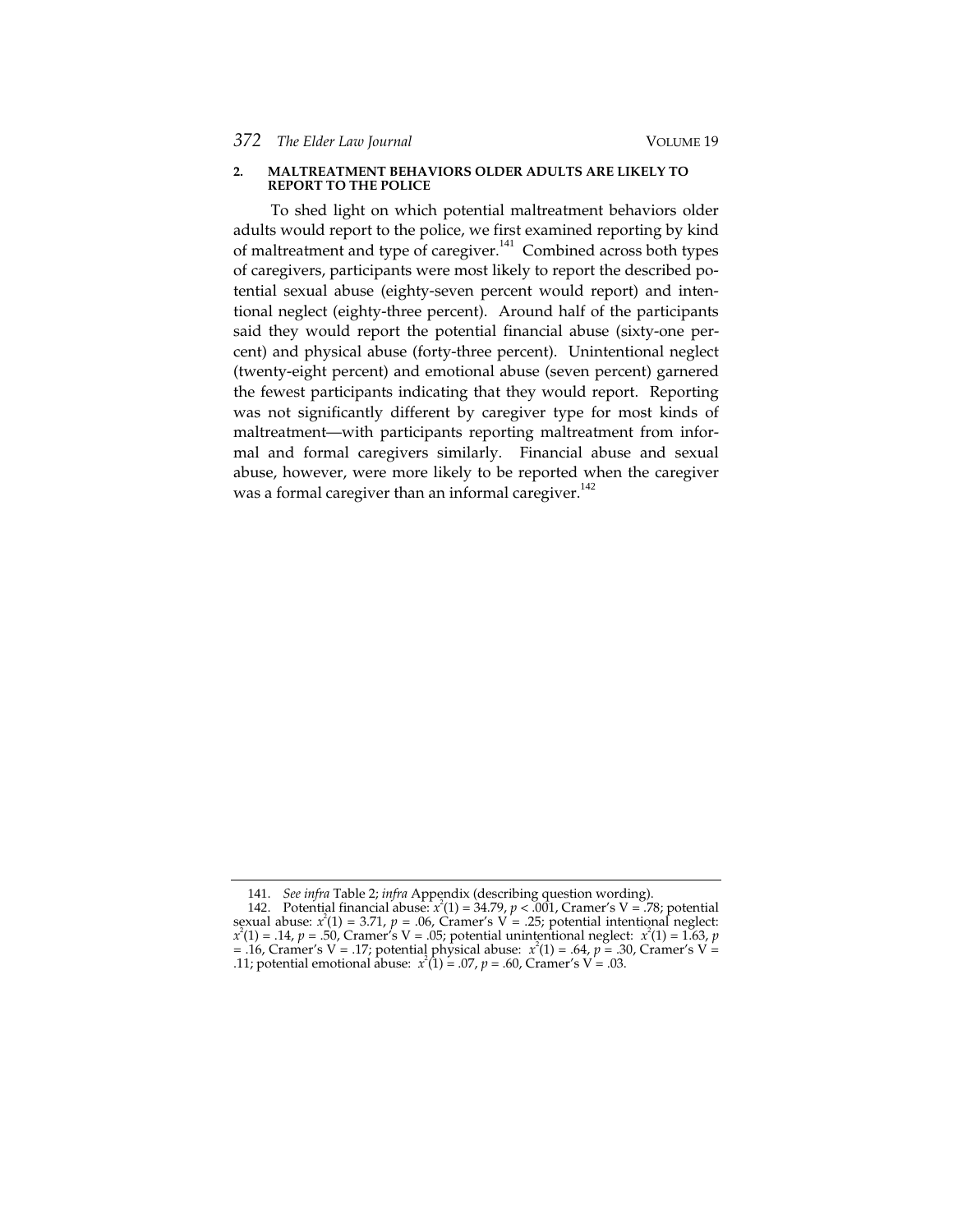#### 2. MALTREATMENT BEHAVIORS OLDER ADULTS ARE LIKELY TO REPORT TO THE POLICE

To shed light on which potential maltreatment behaviors older adults would report to the police, we first examined reporting by kind of maltreatment and type of caregiver.[141] Combined across both types of caregivers, participants were most likely to report the described potential sexual abuse (eighty-seven percent would report) and intentional neglect (eighty-three percent). Around half of the participants said they would report the potential financial abuse (sixty-one percent) and physical abuse (forty-three percent). Unintentional neglect (twenty-eight percent) and emotional abuse (seven percent) garnered the fewest participants indicating that they would report. Reporting was not significantly different by caregiver type for most kinds of maltreatment—with participants reporting maltreatment from informal and formal caregivers similarly. Financial abuse and sexual abuse, however, were more likely to be reported when the caregiver was a formal caregiver than an informal caregiver.[142]

---

141. *See infra* Table 2; *infra* Appendix (describing question wording).

142. Potential financial abuse: $x^2(1) = 34.79$, $p < .001$, Cramer's V = .78; potential sexual abuse: $x^2(1) = 3.71$, $p = .06$, Cramer's V = .25; potential intentional neglect: $x^2(1) = .14$, $p = .50$, Cramer's V = .05; potential unintentional neglect: $x^2(1) = 1.63$, $p = .16$, Cramer's V = .17; potential physical abuse: $x^2(1) = .64$, $p = .30$, Cramer's V = .11; potential emotional abuse: $x^2(1) = .07$, $p = .60$, Cramer's V = .03.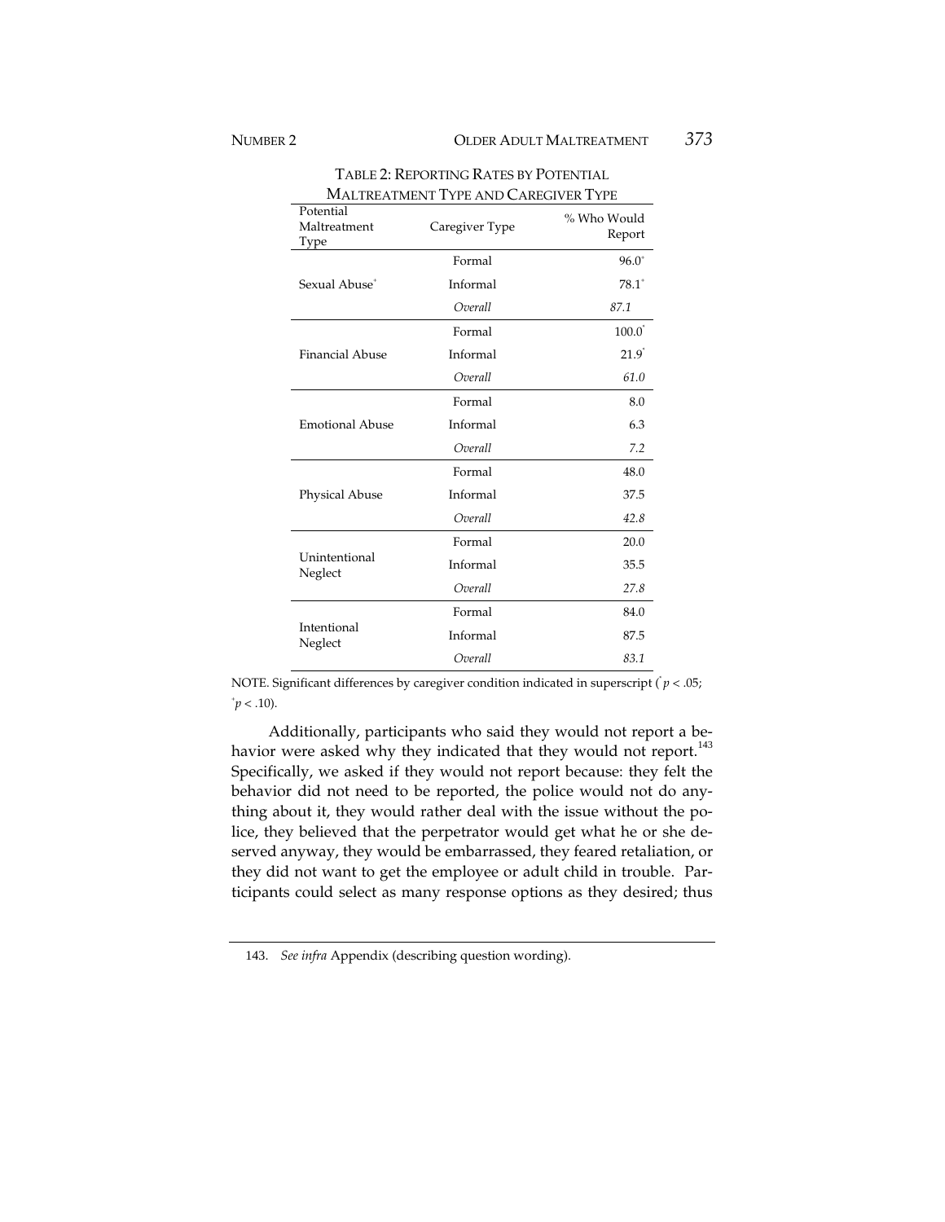TABLE 2: REPORTING RATES BY POTENTIAL MALTREATMENT TYPE AND CAREGIVER TYPE

| Potential Maltreatment Type | Caregiver Type | % Who Would Report |
|---|---|---|
| | Formal | $96.0^{+}$ |
| Sexual Abuse$^{+}$ | Informal | $78.1^{+}$ |
| | *Overall* | *87.1* |
| | Formal | $100.0^{*}$ |
| Financial Abuse | Informal | $21.9^{*}$ |
| | *Overall* | *61.0* |
| | Formal | 8.0 |
| Emotional Abuse | Informal | 6.3 |
| | *Overall* | *7.2* |
| | Formal | 48.0 |
| Physical Abuse | Informal | 37.5 |
| | *Overall* | *42.8* |
| | Formal | 20.0 |
| Unintentional Neglect | Informal | 35.5 |
| | *Overall* | *27.8* |
| | Formal | 84.0 |
| Intentional Neglect | Informal | 87.5 |
| | *Overall* | *83.1* |

NOTE. Significant differences by caregiver condition indicated in superscript ($^{*}p < .05$; $^{+}p < .10$).

Additionally, participants who said they would not report a behavior were asked why they indicated that they would not report.[143] Specifically, we asked if they would not report because: they felt the behavior did not need to be reported, the police would not do anything about it, they would rather deal with the issue without the police, they believed that the perpetrator would get what he or she deserved anyway, they would be embarrassed, they feared retaliation, or they did not want to get the employee or adult child in trouble. Participants could select as many response options as they desired; thus

143. *See infra* Appendix (describing question wording).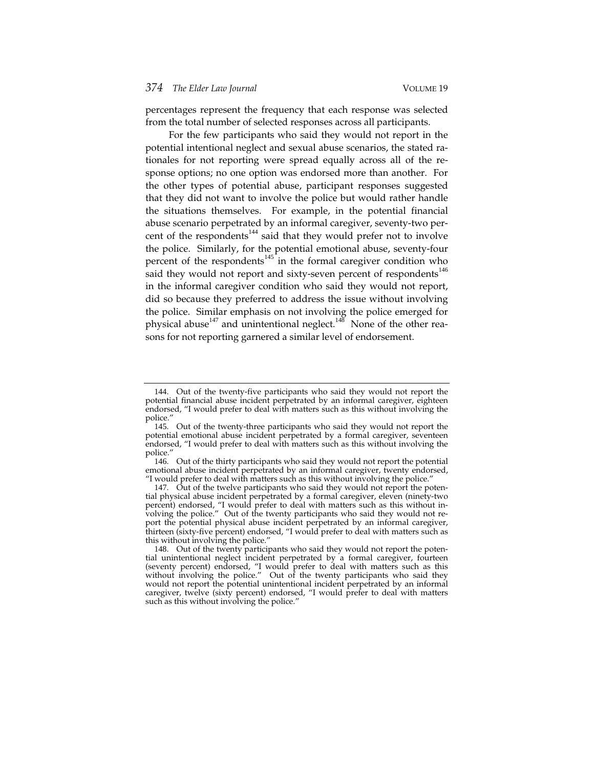percentages represent the frequency that each response was selected from the total number of selected responses across all participants.

For the few participants who said they would not report in the potential intentional neglect and sexual abuse scenarios, the stated rationales for not reporting were spread equally across all of the response options; no one option was endorsed more than another. For the other types of potential abuse, participant responses suggested that they did not want to involve the police but would rather handle the situations themselves. For example, in the potential financial abuse scenario perpetrated by an informal caregiver, seventy-two percent of the respondents[144] said that they would prefer not to involve the police. Similarly, for the potential emotional abuse, seventy-four percent of the respondents[145] in the formal caregiver condition who said they would not report and sixty-seven percent of respondents[146] in the informal caregiver condition who said they would not report, did so because they preferred to address the issue without involving the police. Similar emphasis on not involving the police emerged for physical abuse[147] and unintentional neglect.[148] None of the other reasons for not reporting garnered a similar level of endorsement.

---

144. Out of the twenty-five participants who said they would not report the potential financial abuse incident perpetrated by an informal caregiver, eighteen endorsed, "I would prefer to deal with matters such as this without involving the police."

145. Out of the twenty-three participants who said they would not report the potential emotional abuse incident perpetrated by a formal caregiver, seventeen endorsed, "I would prefer to deal with matters such as this without involving the police."

146. Out of the thirty participants who said they would not report the potential emotional abuse incident perpetrated by an informal caregiver, twenty endorsed, "I would prefer to deal with matters such as this without involving the police."

147. Out of the twelve participants who said they would not report the potential physical abuse incident perpetrated by a formal caregiver, eleven (ninety-two percent) endorsed, "I would prefer to deal with matters such as this without involving the police." Out of the twenty participants who said they would not report the potential physical abuse incident perpetrated by an informal caregiver, thirteen (sixty-five percent) endorsed, "I would prefer to deal with matters such as this without involving the police."

148. Out of the twenty participants who said they would not report the potential unintentional neglect incident perpetrated by a formal caregiver, fourteen (seventy percent) endorsed, "I would prefer to deal with matters such as this without involving the police." Out of the twenty participants who said they would not report the potential unintentional incident perpetrated by an informal caregiver, twelve (sixty percent) endorsed, "I would prefer to deal with matters such as this without involving the police."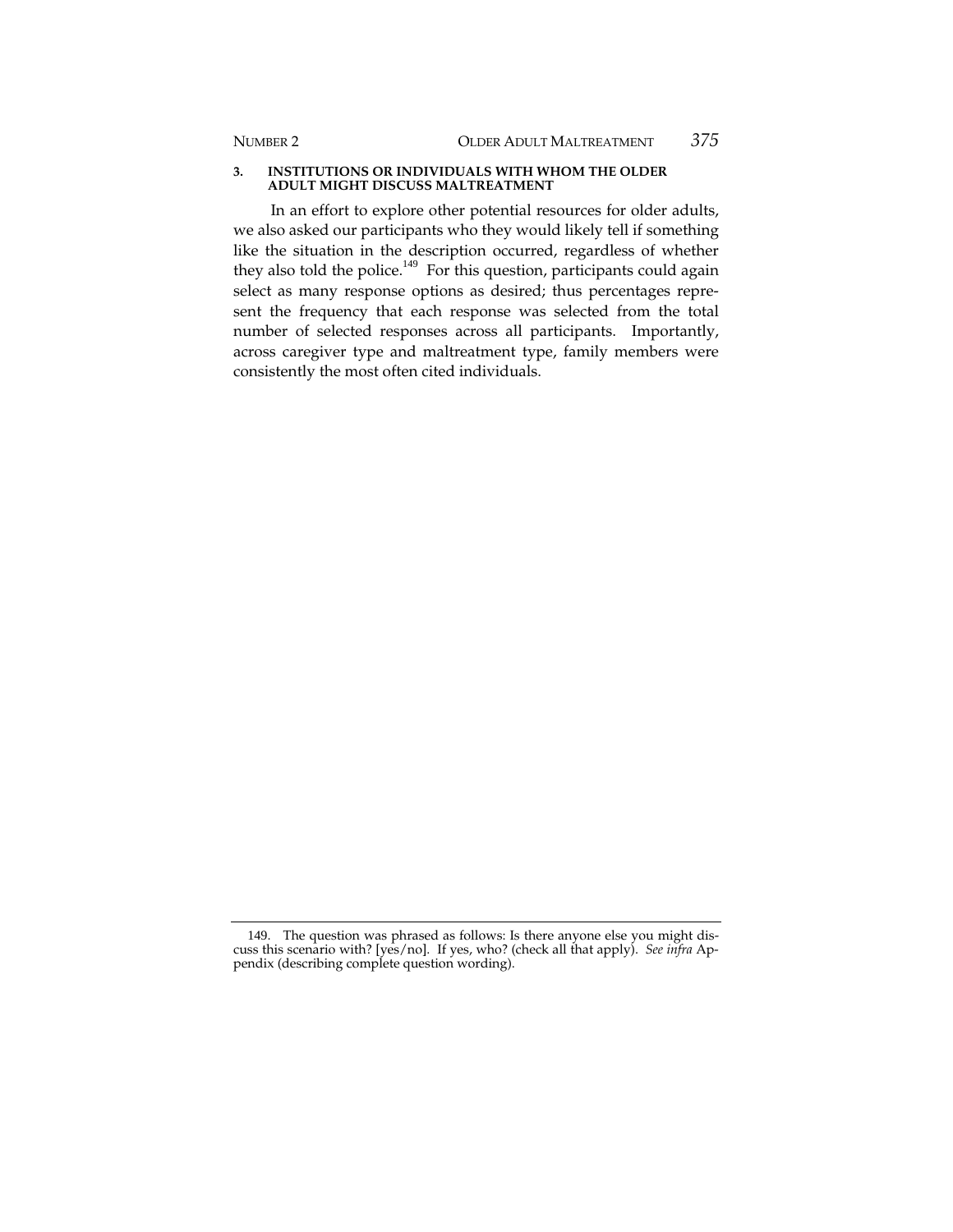### 3. INSTITUTIONS OR INDIVIDUALS WITH WHOM THE OLDER ADULT MIGHT DISCUSS MALTREATMENT

In an effort to explore other potential resources for older adults, we also asked our participants who they would likely tell if something like the situation in the description occurred, regardless of whether they also told the police.[149] For this question, participants could again select as many response options as desired; thus percentages represent the frequency that each response was selected from the total number of selected responses across all participants. Importantly, across caregiver type and maltreatment type, family members were consistently the most often cited individuals.

---

149. The question was phrased as follows: Is there anyone else you might discuss this scenario with? [yes/no]. If yes, who? (check all that apply). *See infra* Appendix (describing complete question wording).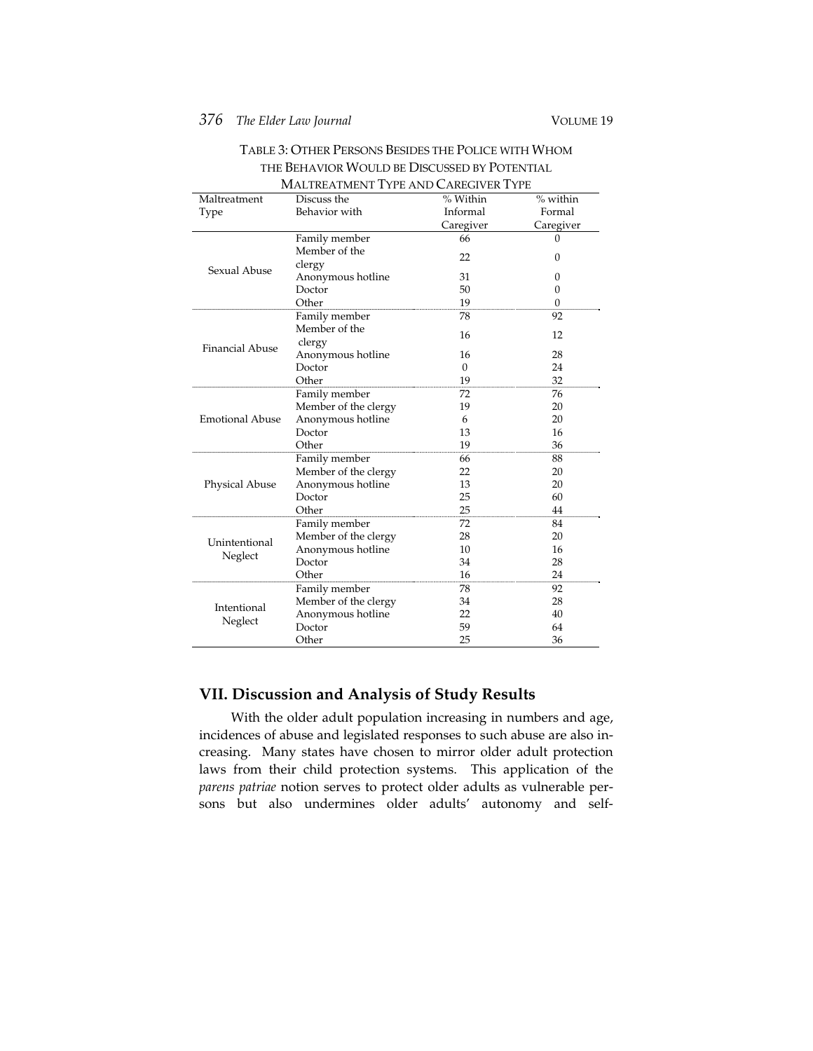TABLE 3: OTHER PERSONS BESIDES THE POLICE WITH WHOM THE BEHAVIOR WOULD BE DISCUSSED BY POTENTIAL MALTREATMENT TYPE AND CAREGIVER TYPE

| Maltreatment Type | Discuss the Behavior with | % Within Informal Caregiver | % within Formal Caregiver |
|---|---|---|---|
| Sexual Abuse | Family member | 66 | 0 |
| | Member of the clergy | 22 | 0 |
| | Anonymous hotline | 31 | 0 |
| | Doctor | 50 | 0 |
| | Other | 19 | 0 |
| Financial Abuse | Family member | 78 | 92 |
| | Member of the clergy | 16 | 12 |
| | Anonymous hotline | 16 | 28 |
| | Doctor | 0 | 24 |
| | Other | 19 | 32 |
| Emotional Abuse | Family member | 72 | 76 |
| | Member of the clergy | 19 | 20 |
| | Anonymous hotline | 6 | 20 |
| | Doctor | 13 | 16 |
| | Other | 19 | 36 |
| Physical Abuse | Family member | 66 | 88 |
| | Member of the clergy | 22 | 20 |
| | Anonymous hotline | 13 | 20 |
| | Doctor | 25 | 60 |
| | Other | 25 | 44 |
| Unintentional Neglect | Family member | 72 | 84 |
| | Member of the clergy | 28 | 20 |
| | Anonymous hotline | 10 | 16 |
| | Doctor | 34 | 28 |
| | Other | 16 | 24 |
| Intentional Neglect | Family member | 78 | 92 |
| | Member of the clergy | 34 | 28 |
| | Anonymous hotline | 22 | 40 |
| | Doctor | 59 | 64 |
| | Other | 25 | 36 |

## VII. Discussion and Analysis of Study Results

With the older adult population increasing in numbers and age, incidences of abuse and legislated responses to such abuse are also increasing. Many states have chosen to mirror older adult protection laws from their child protection systems. This application of the *parens patriae* notion serves to protect older adults as vulnerable persons but also undermines older adults' autonomy and self-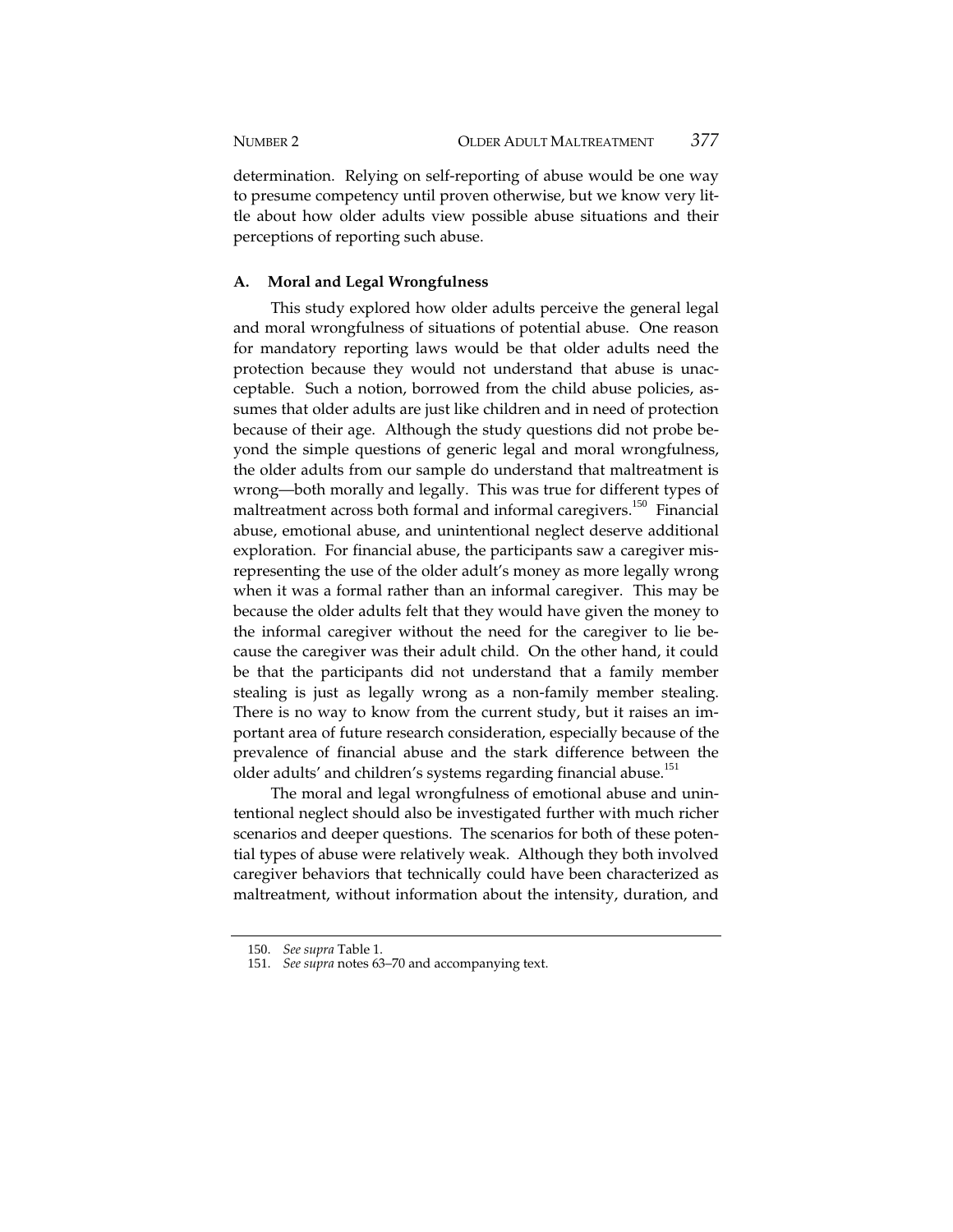determination. Relying on self-reporting of abuse would be one way to presume competency until proven otherwise, but we know very little about how older adults view possible abuse situations and their perceptions of reporting such abuse.

### A. Moral and Legal Wrongfulness

This study explored how older adults perceive the general legal and moral wrongfulness of situations of potential abuse. One reason for mandatory reporting laws would be that older adults need the protection because they would not understand that abuse is unacceptable. Such a notion, borrowed from the child abuse policies, assumes that older adults are just like children and in need of protection because of their age. Although the study questions did not probe beyond the simple questions of generic legal and moral wrongfulness, the older adults from our sample do understand that maltreatment is wrong—both morally and legally. This was true for different types of maltreatment across both formal and informal caregivers.[150] Financial abuse, emotional abuse, and unintentional neglect deserve additional exploration. For financial abuse, the participants saw a caregiver misrepresenting the use of the older adult's money as more legally wrong when it was a formal rather than an informal caregiver. This may be because the older adults felt that they would have given the money to the informal caregiver without the need for the caregiver to lie because the caregiver was their adult child. On the other hand, it could be that the participants did not understand that a family member stealing is just as legally wrong as a non-family member stealing. There is no way to know from the current study, but it raises an important area of future research consideration, especially because of the prevalence of financial abuse and the stark difference between the older adults' and children's systems regarding financial abuse.[151]

The moral and legal wrongfulness of emotional abuse and unintentional neglect should also be investigated further with much richer scenarios and deeper questions. The scenarios for both of these potential types of abuse were relatively weak. Although they both involved caregiver behaviors that technically could have been characterized as maltreatment, without information about the intensity, duration, and

---

150. *See supra* Table 1.

151. *See supra* notes 63–70 and accompanying text.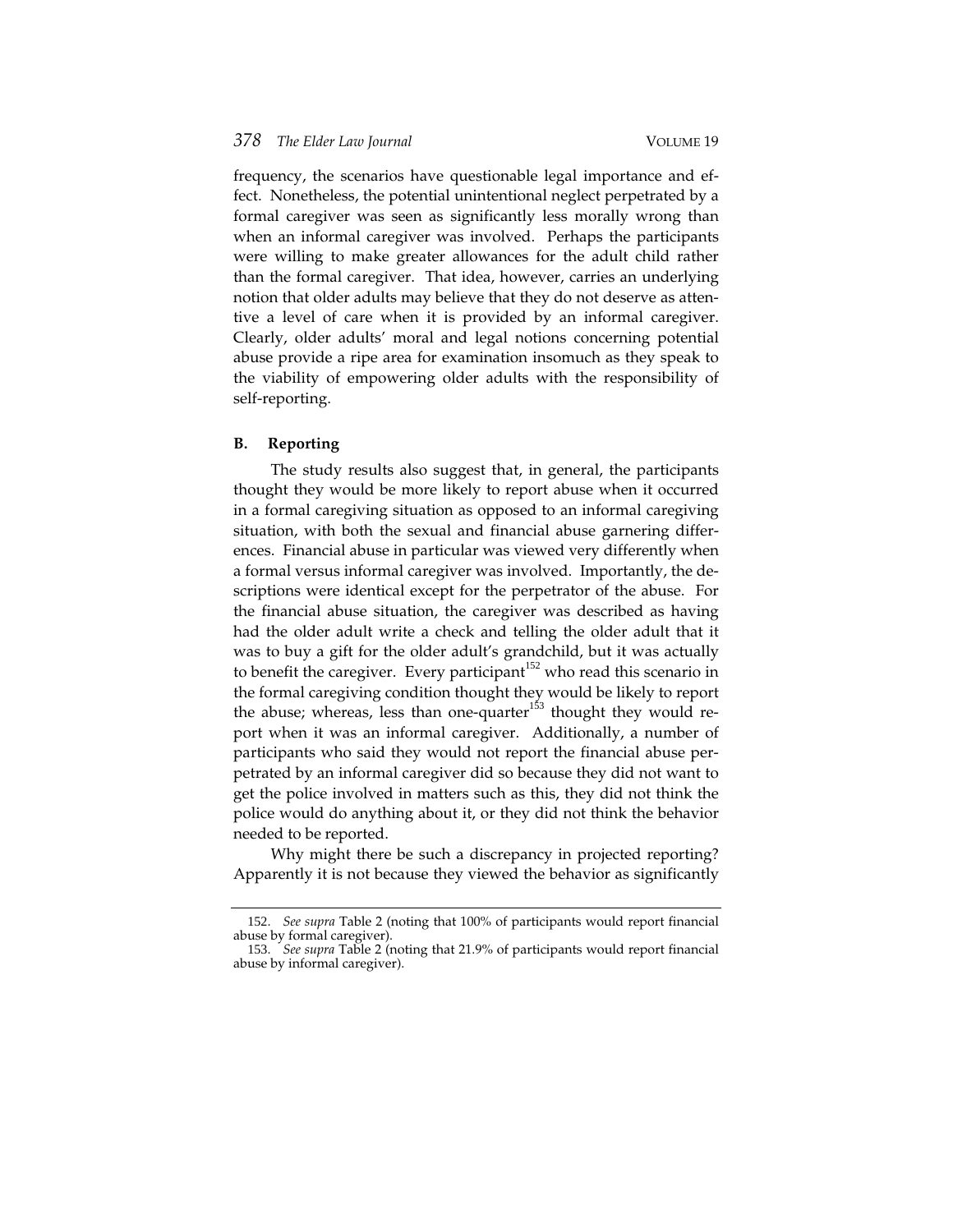frequency, the scenarios have questionable legal importance and effect. Nonetheless, the potential unintentional neglect perpetrated by a formal caregiver was seen as significantly less morally wrong than when an informal caregiver was involved. Perhaps the participants were willing to make greater allowances for the adult child rather than the formal caregiver. That idea, however, carries an underlying notion that older adults may believe that they do not deserve as attentive a level of care when it is provided by an informal caregiver. Clearly, older adults' moral and legal notions concerning potential abuse provide a ripe area for examination insomuch as they speak to the viability of empowering older adults with the responsibility of self-reporting.

### B. Reporting

The study results also suggest that, in general, the participants thought they would be more likely to report abuse when it occurred in a formal caregiving situation as opposed to an informal caregiving situation, with both the sexual and financial abuse garnering differences. Financial abuse in particular was viewed very differently when a formal versus informal caregiver was involved. Importantly, the descriptions were identical except for the perpetrator of the abuse. For the financial abuse situation, the caregiver was described as having had the older adult write a check and telling the older adult that it was to buy a gift for the older adult's grandchild, but it was actually to benefit the caregiver. Every participant[152] who read this scenario in the formal caregiving condition thought they would be likely to report the abuse; whereas, less than one-quarter[153] thought they would report when it was an informal caregiver. Additionally, a number of participants who said they would not report the financial abuse perpetrated by an informal caregiver did so because they did not want to get the police involved in matters such as this, they did not think the police would do anything about it, or they did not think the behavior needed to be reported.

Why might there be such a discrepancy in projected reporting? Apparently it is not because they viewed the behavior as significantly

152. *See supra* Table 2 (noting that 100% of participants would report financial abuse by formal caregiver).

153. *See supra* Table 2 (noting that 21.9% of participants would report financial abuse by informal caregiver).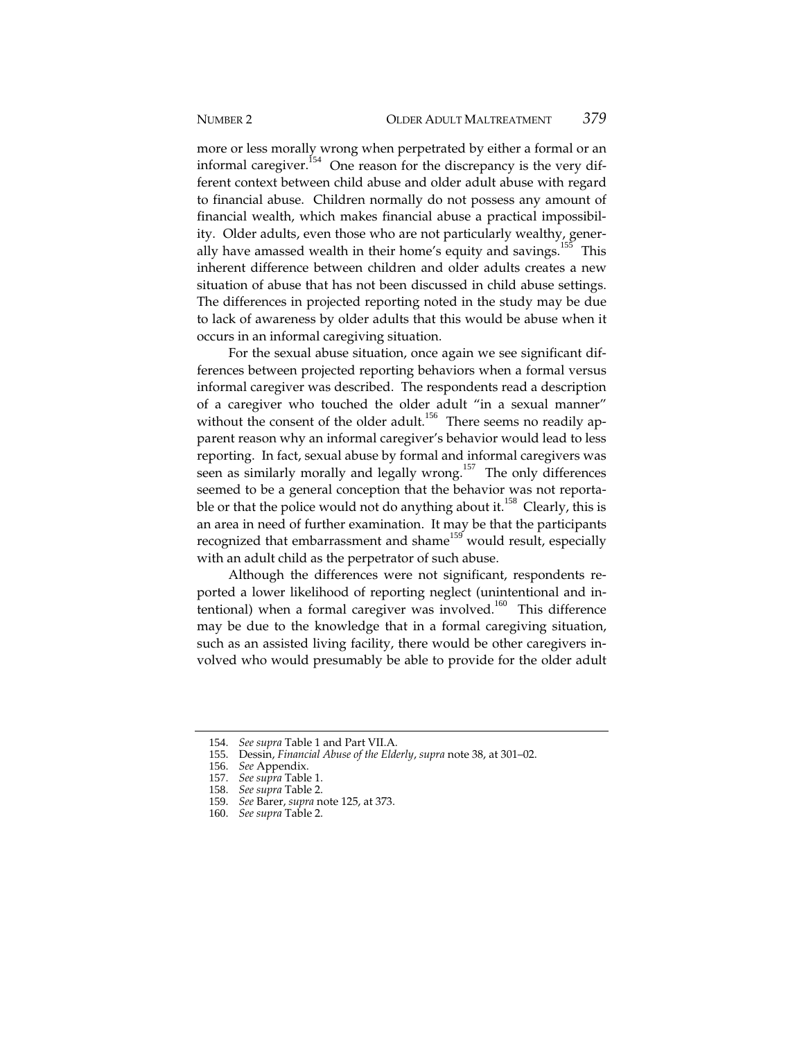more or less morally wrong when perpetrated by either a formal or an informal caregiver.[154] One reason for the discrepancy is the very different context between child abuse and older adult abuse with regard to financial abuse. Children normally do not possess any amount of financial wealth, which makes financial abuse a practical impossibility. Older adults, even those who are not particularly wealthy, generally have amassed wealth in their home's equity and savings.[155] This inherent difference between children and older adults creates a new situation of abuse that has not been discussed in child abuse settings. The differences in projected reporting noted in the study may be due to lack of awareness by older adults that this would be abuse when it occurs in an informal caregiving situation.

For the sexual abuse situation, once again we see significant differences between projected reporting behaviors when a formal versus informal caregiver was described. The respondents read a description of a caregiver who touched the older adult "in a sexual manner" without the consent of the older adult.[156] There seems no readily apparent reason why an informal caregiver's behavior would lead to less reporting. In fact, sexual abuse by formal and informal caregivers was seen as similarly morally and legally wrong.[157] The only differences seemed to be a general conception that the behavior was not reportable or that the police would not do anything about it.[158] Clearly, this is an area in need of further examination. It may be that the participants recognized that embarrassment and shame[159] would result, especially with an adult child as the perpetrator of such abuse.

Although the differences were not significant, respondents reported a lower likelihood of reporting neglect (unintentional and intentional) when a formal caregiver was involved.[160] This difference may be due to the knowledge that in a formal caregiving situation, such as an assisted living facility, there would be other caregivers involved who would presumably be able to provide for the older adult

---

154. *See supra* Table 1 and Part VII.A.
155. Dessin, *Financial Abuse of the Elderly*, *supra* note 38, at 301–02.
156. *See* Appendix.
157. *See supra* Table 1.
158. *See supra* Table 2.
159. *See* Barer, *supra* note 125, at 373.
160. *See supra* Table 2.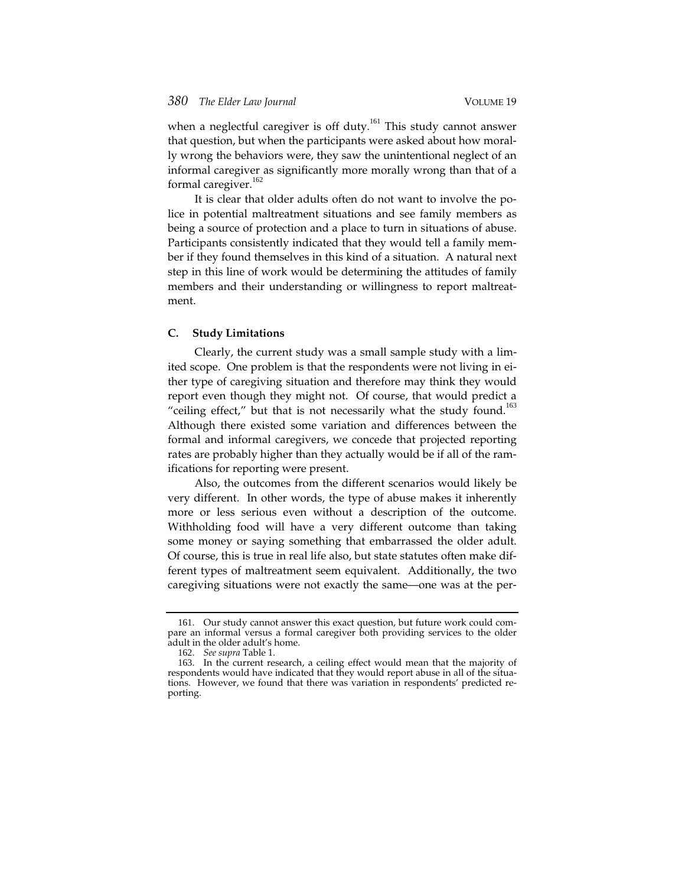when a neglectful caregiver is off duty.[161] This study cannot answer that question, but when the participants were asked about how morally wrong the behaviors were, they saw the unintentional neglect of an informal caregiver as significantly more morally wrong than that of a formal caregiver.[162]

It is clear that older adults often do not want to involve the police in potential maltreatment situations and see family members as being a source of protection and a place to turn in situations of abuse. Participants consistently indicated that they would tell a family member if they found themselves in this kind of a situation. A natural next step in this line of work would be determining the attitudes of family members and their understanding or willingness to report maltreatment.

### C. Study Limitations

Clearly, the current study was a small sample study with a limited scope. One problem is that the respondents were not living in either type of caregiving situation and therefore may think they would report even though they might not. Of course, that would predict a "ceiling effect," but that is not necessarily what the study found.[163] Although there existed some variation and differences between the formal and informal caregivers, we concede that projected reporting rates are probably higher than they actually would be if all of the ramifications for reporting were present.

Also, the outcomes from the different scenarios would likely be very different. In other words, the type of abuse makes it inherently more or less serious even without a description of the outcome. Withholding food will have a very different outcome than taking some money or saying something that embarrassed the older adult. Of course, this is true in real life also, but state statutes often make different types of maltreatment seem equivalent. Additionally, the two caregiving situations were not exactly the same—one was at the per-

---

161. Our study cannot answer this exact question, but future work could compare an informal versus a formal caregiver both providing services to the older adult in the older adult's home.

162. *See supra* Table 1.

163. In the current research, a ceiling effect would mean that the majority of respondents would have indicated that they would report abuse in all of the situations. However, we found that there was variation in respondents' predicted reporting.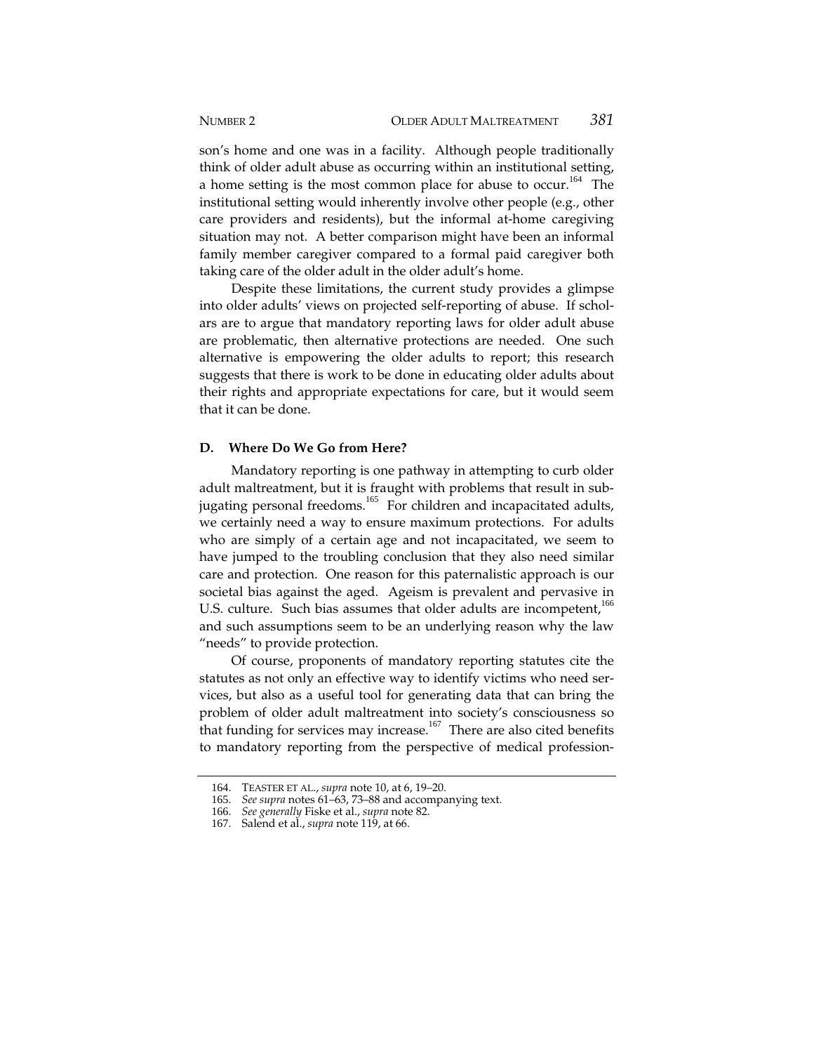son's home and one was in a facility. Although people traditionally think of older adult abuse as occurring within an institutional setting, a home setting is the most common place for abuse to occur.[164] The institutional setting would inherently involve other people (e.g., other care providers and residents), but the informal at-home caregiving situation may not. A better comparison might have been an informal family member caregiver compared to a formal paid caregiver both taking care of the older adult in the older adult's home.

Despite these limitations, the current study provides a glimpse into older adults' views on projected self-reporting of abuse. If scholars are to argue that mandatory reporting laws for older adult abuse are problematic, then alternative protections are needed. One such alternative is empowering the older adults to report; this research suggests that there is work to be done in educating older adults about their rights and appropriate expectations for care, but it would seem that it can be done.

### D. Where Do We Go from Here?

Mandatory reporting is one pathway in attempting to curb older adult maltreatment, but it is fraught with problems that result in subjugating personal freedoms.[165] For children and incapacitated adults, we certainly need a way to ensure maximum protections. For adults who are simply of a certain age and not incapacitated, we seem to have jumped to the troubling conclusion that they also need similar care and protection. One reason for this paternalistic approach is our societal bias against the aged. Ageism is prevalent and pervasive in U.S. culture. Such bias assumes that older adults are incompetent,[166] and such assumptions seem to be an underlying reason why the law "needs" to provide protection.

Of course, proponents of mandatory reporting statutes cite the statutes as not only an effective way to identify victims who need services, but also as a useful tool for generating data that can bring the problem of older adult maltreatment into society's consciousness so that funding for services may increase.[167] There are also cited benefits to mandatory reporting from the perspective of medical profession-

164. TEASTER ET AL., *supra* note 10, at 6, 19–20.

165. *See supra* notes 61–63, 73–88 and accompanying text.

166. *See generally* Fiske et al., *supra* note 82.

167. Salend et al., *supra* note 119, at 66.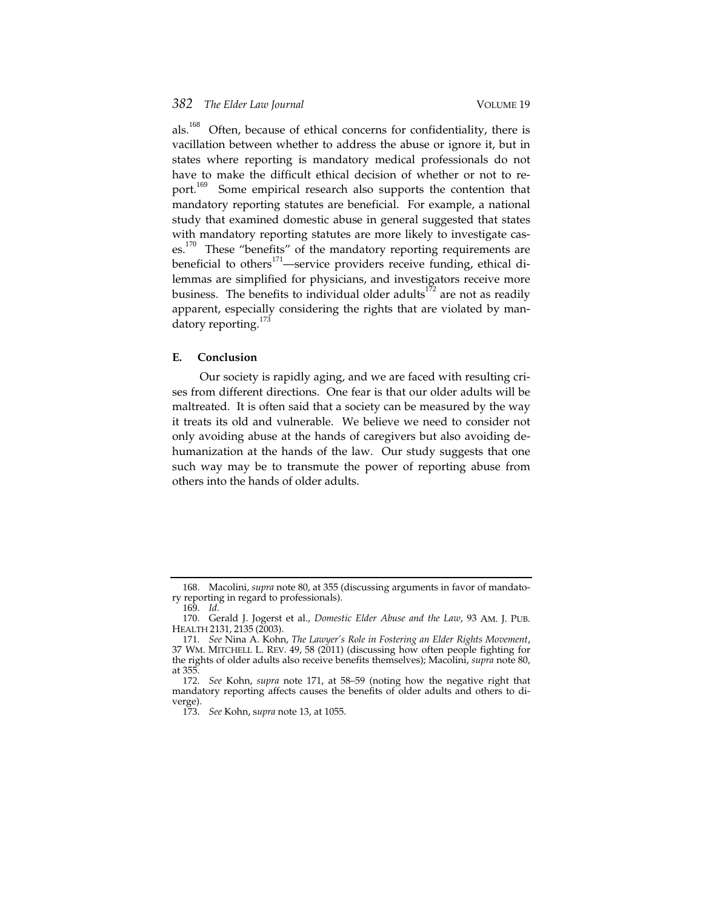als.[168] Often, because of ethical concerns for confidentiality, there is vacillation between whether to address the abuse or ignore it, but in states where reporting is mandatory medical professionals do not have to make the difficult ethical decision of whether or not to report.[169] Some empirical research also supports the contention that mandatory reporting statutes are beneficial. For example, a national study that examined domestic abuse in general suggested that states with mandatory reporting statutes are more likely to investigate cases.[170] These "benefits" of the mandatory reporting requirements are beneficial to others[171]—service providers receive funding, ethical dilemmas are simplified for physicians, and investigators receive more business. The benefits to individual older adults[172] are not as readily apparent, especially considering the rights that are violated by mandatory reporting.[173]

### E. Conclusion

Our society is rapidly aging, and we are faced with resulting crises from different directions. One fear is that our older adults will be maltreated. It is often said that a society can be measured by the way it treats its old and vulnerable. We believe we need to consider not only avoiding abuse at the hands of caregivers but also avoiding dehumanization at the hands of the law. Our study suggests that one such way may be to transmute the power of reporting abuse from others into the hands of older adults.

---

168. Macolini, *supra* note 80, at 355 (discussing arguments in favor of mandatory reporting in regard to professionals).

169. *Id.*

170. Gerald J. Jogerst et al., *Domestic Elder Abuse and the Law*, 93 AM. J. PUB. HEALTH 2131, 2135 (2003).

171. *See* Nina A. Kohn, *The Lawyer's Role in Fostering an Elder Rights Movement*, 37 WM. MITCHELL L. REV. 49, 58 (2011) (discussing how often people fighting for the rights of older adults also receive benefits themselves); Macolini, *supra* note 80, at 355.

172. *See* Kohn, *supra* note 171, at 58–59 (noting how the negative right that mandatory reporting affects causes the benefits of older adults and others to diverge).

173. *See* Kohn, *supra* note 13, at 1055.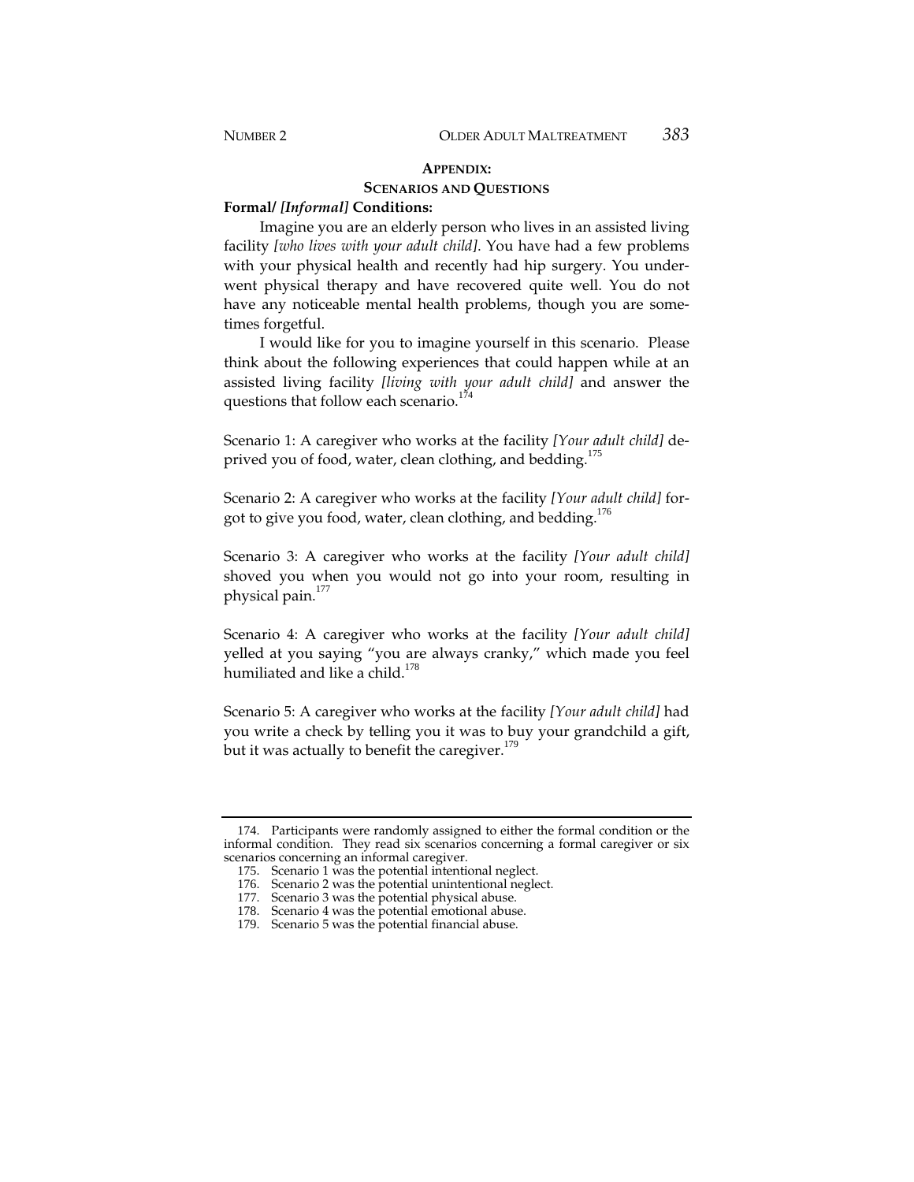## APPENDIX:
## SCENARIOS AND QUESTIONS

**Formal/ *[Informal]* Conditions:**

Imagine you are an elderly person who lives in an assisted living facility *[who lives with your adult child]*. You have had a few problems with your physical health and recently had hip surgery. You underwent physical therapy and have recovered quite well. You do not have any noticeable mental health problems, though you are sometimes forgetful.

I would like for you to imagine yourself in this scenario. Please think about the following experiences that could happen while at an assisted living facility *[living with your adult child]* and answer the questions that follow each scenario.[174]

Scenario 1: A caregiver who works at the facility *[Your adult child]* deprived you of food, water, clean clothing, and bedding.[175]

Scenario 2: A caregiver who works at the facility *[Your adult child]* forgot to give you food, water, clean clothing, and bedding.[176]

Scenario 3: A caregiver who works at the facility *[Your adult child]* shoved you when you would not go into your room, resulting in physical pain.[177]

Scenario 4: A caregiver who works at the facility *[Your adult child]* yelled at you saying "you are always cranky," which made you feel humiliated and like a child.[178]

Scenario 5: A caregiver who works at the facility *[Your adult child]* had you write a check by telling you it was to buy your grandchild a gift, but it was actually to benefit the caregiver.[179]

---

174. Participants were randomly assigned to either the formal condition or the informal condition. They read six scenarios concerning a formal caregiver or six scenarios concerning an informal caregiver.

175. Scenario 1 was the potential intentional neglect.

176. Scenario 2 was the potential unintentional neglect.

177. Scenario 3 was the potential physical abuse.

178. Scenario 4 was the potential emotional abuse.

179. Scenario 5 was the potential financial abuse.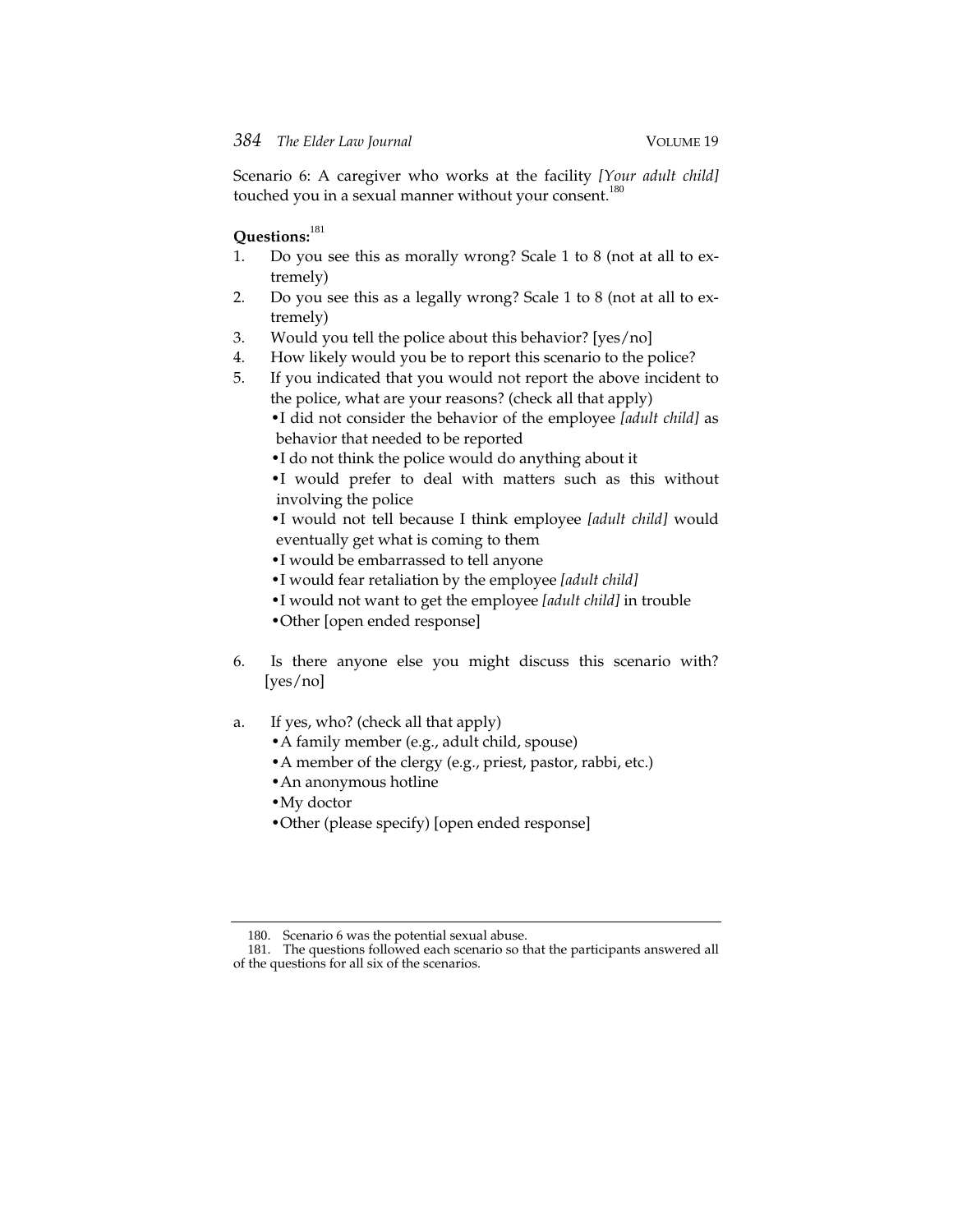Scenario 6: A caregiver who works at the facility *[Your adult child]* touched you in a sexual manner without your consent.[180]

**Questions:**[181]

1. Do you see this as morally wrong? Scale 1 to 8 (not at all to extremely)
2. Do you see this as a legally wrong? Scale 1 to 8 (not at all to extremely)
3. Would you tell the police about this behavior? [yes/no]
4. How likely would you be to report this scenario to the police?
5. If you indicated that you would not report the above incident to the police, what are your reasons? (check all that apply)
   - I did not consider the behavior of the employee *[adult child]* as behavior that needed to be reported
   - I do not think the police would do anything about it
   - I would prefer to deal with matters such as this without involving the police
   - I would not tell because I think employee *[adult child]* would eventually get what is coming to them
   - I would be embarrassed to tell anyone
   - I would fear retaliation by the employee *[adult child]*
   - I would not want to get the employee *[adult child]* in trouble
   - Other [open ended response]

6. Is there anyone else you might discuss this scenario with? [yes/no]

a. If yes, who? (check all that apply)
   - A family member (e.g., adult child, spouse)
   - A member of the clergy (e.g., priest, pastor, rabbi, etc.)
   - An anonymous hotline
   - My doctor
   - Other (please specify) [open ended response]

---

180. Scenario 6 was the potential sexual abuse.

181. The questions followed each scenario so that the participants answered all of the questions for all six of the scenarios.